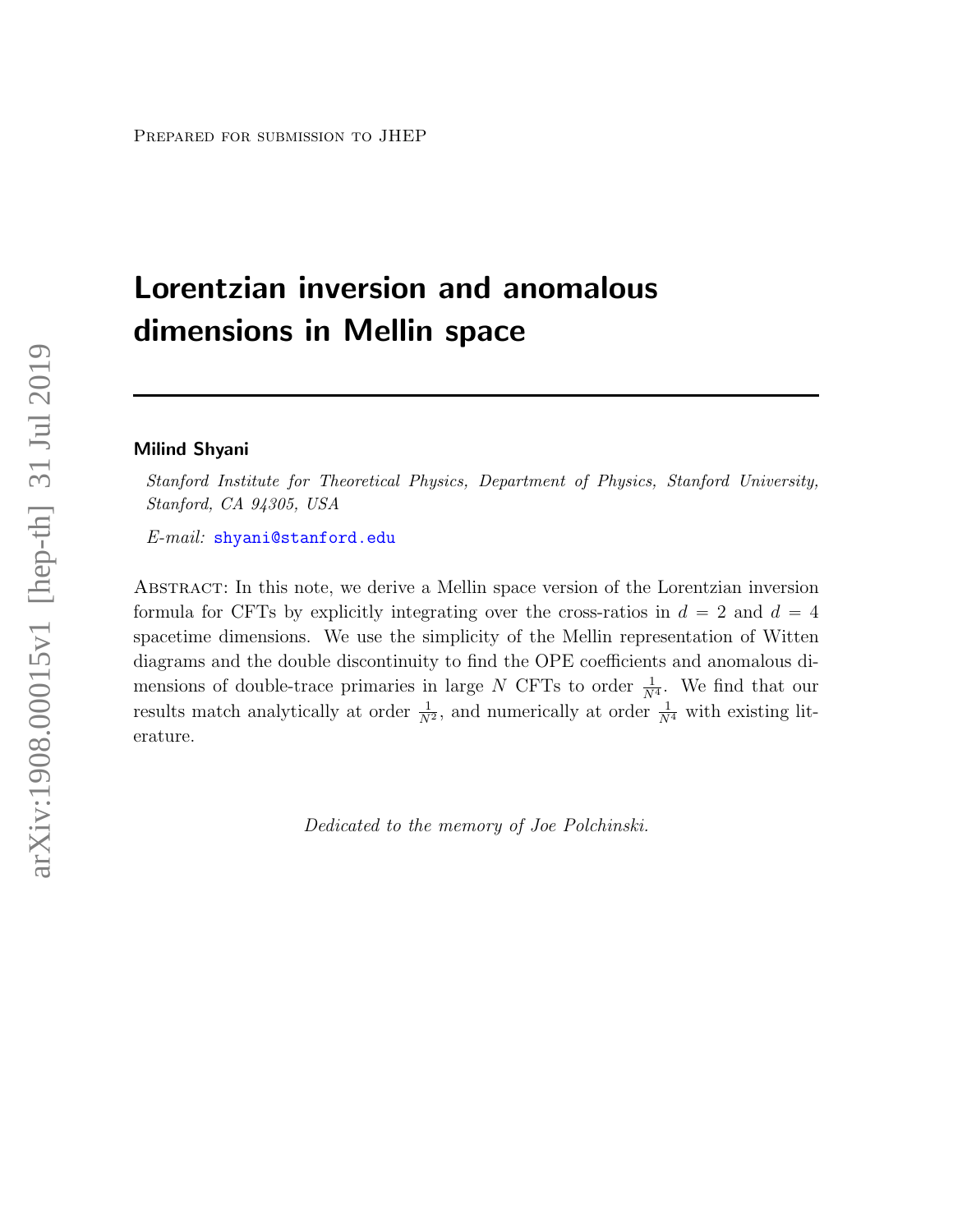Prepared for submission to JHEP

# Lorentzian inversion and anomalous dimensions in Mellin space

**Milind Shyani**

*Stanford Institute for Theoretical Physics, Department of Physics, Stanford University, Stanford, CA 94305, USA*

*E-mail:* shyani@stanford.edu

Abstract: In this note, we derive a Mellin space version of the Lorentzian inversion formula for CFTs by explicitly integrating over the cross-ratios in $d = 2$ and $d = 4$ spacetime dimensions. We use the simplicity of the Mellin representation of Witten diagrams and the double discontinuity to find the OPE coefficients and anomalous dimensions of double-trace primaries in large $N$ CFTs to order $\frac{1}{N^4}$. We find that our results match analytically at order $\frac{1}{N^2}$, and numerically at order $\frac{1}{N^4}$ with existing literature.

*Dedicated to the memory of Joe Polchinski.*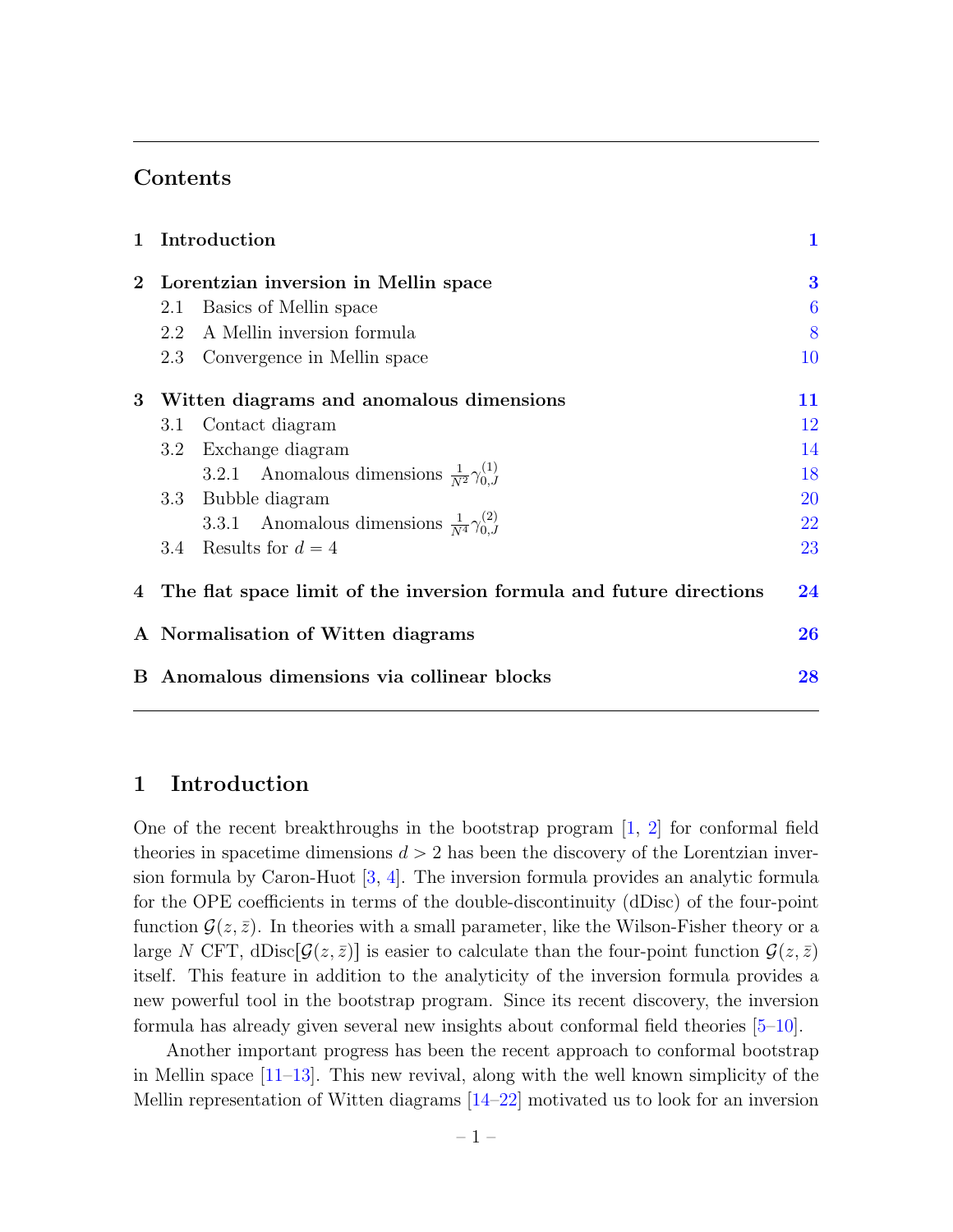## Contents

| | | |
|---|---|---|
| **1** | **Introduction** | **1** |
| **2** | **Lorentzian inversion in Mellin space** | **3** |
| 2.1 | Basics of Mellin space | 6 |
| 2.2 | A Mellin inversion formula | 8 |
| 2.3 | Convergence in Mellin space | 10 |
| **3** | **Witten diagrams and anomalous dimensions** | **11** |
| 3.1 | Contact diagram | 12 |
| 3.2 | Exchange diagram | 14 |
| 3.2.1 | Anomalous dimensions $\frac{1}{N^2}\gamma^{(1)}_{0,J}$ | 18 |
| 3.3 | Bubble diagram | 20 |
| 3.3.1 | Anomalous dimensions $\frac{1}{N^4}\gamma^{(2)}_{0,J}$ | 22 |
| 3.4 | Results for $d = 4$ | 23 |
| **4** | **The flat space limit of the inversion formula and future directions** | **24** |
| **A** | **Normalisation of Witten diagrams** | **26** |
| **B** | **Anomalous dimensions via collinear blocks** | **28** |

# 1 Introduction

One of the recent breakthroughs in the bootstrap program [1, 2] for conformal field theories in spacetime dimensions $d > 2$ has been the discovery of the Lorentzian inversion formula by Caron-Huot [3, 4]. The inversion formula provides an analytic formula for the OPE coefficients in terms of the double-discontinuity (dDisc) of the four-point function $\mathcal{G}(z, \bar{z})$. In theories with a small parameter, like the Wilson-Fisher theory or a large $N$ CFT, dDisc$[\mathcal{G}(z, \bar{z})]$ is easier to calculate than the four-point function $\mathcal{G}(z, \bar{z})$ itself. This feature in addition to the analyticity of the inversion formula provides a new powerful tool in the bootstrap program. Since its recent discovery, the inversion formula has already given several new insights about conformal field theories [5–10].

Another important progress has been the recent approach to conformal bootstrap in Mellin space [11–13]. This new revival, along with the well known simplicity of the Mellin representation of Witten diagrams [14–22] motivated us to look for an inversion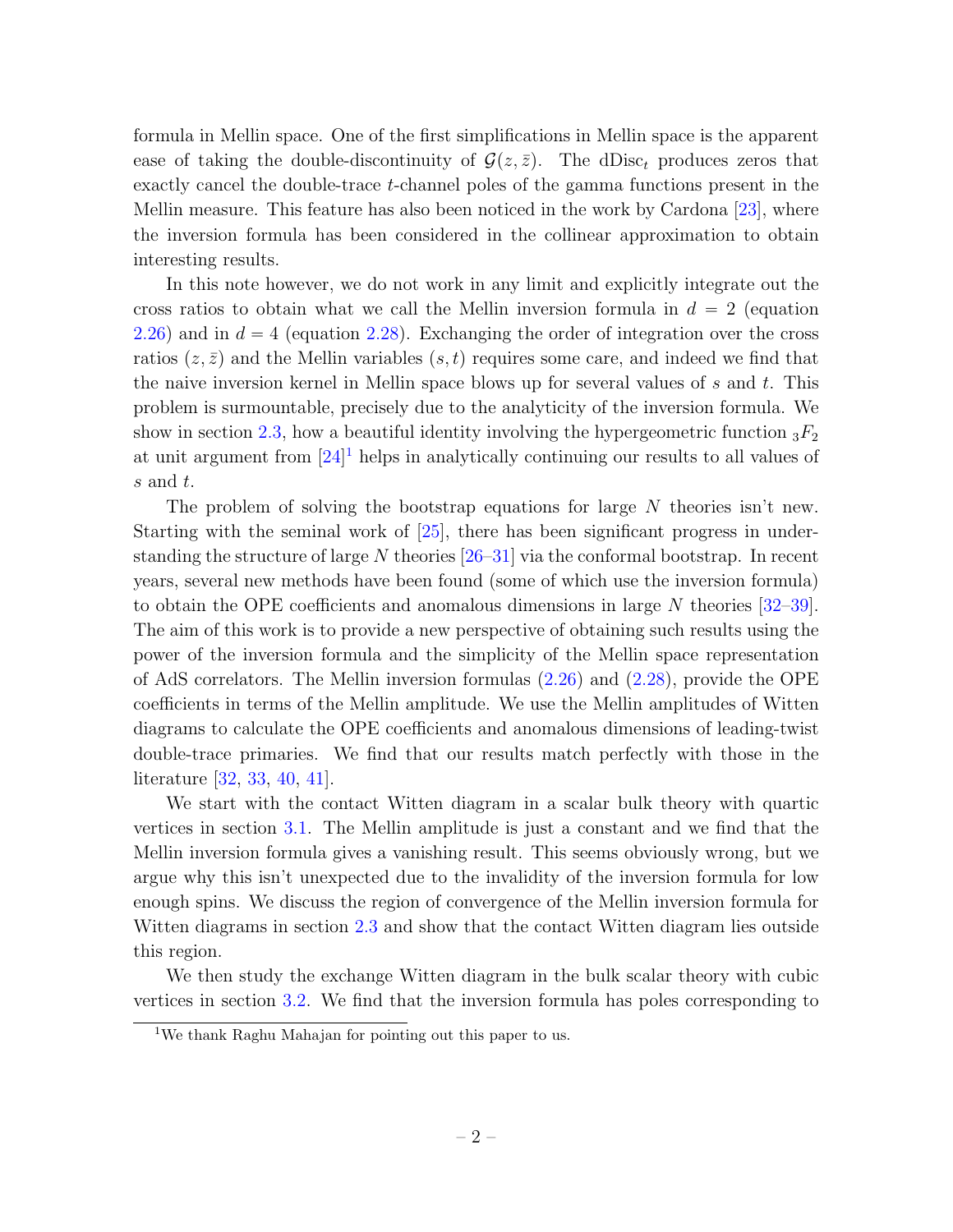formula in Mellin space. One of the first simplifications in Mellin space is the apparent ease of taking the double-discontinuity of $\mathcal{G}(z,\bar{z})$. The $\text{dDisc}_t$ produces zeros that exactly cancel the double-trace $t$-channel poles of the gamma functions present in the Mellin measure. This feature has also been noticed in the work by Cardona [23], where the inversion formula has been considered in the collinear approximation to obtain interesting results.

In this note however, we do not work in any limit and explicitly integrate out the cross ratios to obtain what we call the Mellin inversion formula in $d = 2$ (equation 2.26) and in $d = 4$ (equation 2.28). Exchanging the order of integration over the cross ratios $(z, \bar{z})$ and the Mellin variables $(s, t)$ requires some care, and indeed we find that the naive inversion kernel in Mellin space blows up for several values of $s$ and $t$. This problem is surmountable, precisely due to the analyticity of the inversion formula. We show in section 2.3, how a beautiful identity involving the hypergeometric function ${}_3F_2$ at unit argument from [24][1] helps in analytically continuing our results to all values of $s$ and $t$.

The problem of solving the bootstrap equations for large $N$ theories isn't new. Starting with the seminal work of [25], there has been significant progress in understanding the structure of large $N$ theories [26–31] via the conformal bootstrap. In recent years, several new methods have been found (some of which use the inversion formula) to obtain the OPE coefficients and anomalous dimensions in large $N$ theories [32–39]. The aim of this work is to provide a new perspective of obtaining such results using the power of the inversion formula and the simplicity of the Mellin space representation of AdS correlators. The Mellin inversion formulas (2.26) and (2.28), provide the OPE coefficients in terms of the Mellin amplitude. We use the Mellin amplitudes of Witten diagrams to calculate the OPE coefficients and anomalous dimensions of leading-twist double-trace primaries. We find that our results match perfectly with those in the literature [32, 33, 40, 41].

We start with the contact Witten diagram in a scalar bulk theory with quartic vertices in section 3.1. The Mellin amplitude is just a constant and we find that the Mellin inversion formula gives a vanishing result. This seems obviously wrong, but we argue why this isn't unexpected due to the invalidity of the inversion formula for low enough spins. We discuss the region of convergence of the Mellin inversion formula for Witten diagrams in section 2.3 and show that the contact Witten diagram lies outside this region.

We then study the exchange Witten diagram in the bulk scalar theory with cubic vertices in section 3.2. We find that the inversion formula has poles corresponding to

[1] We thank Raghu Mahajan for pointing out this paper to us.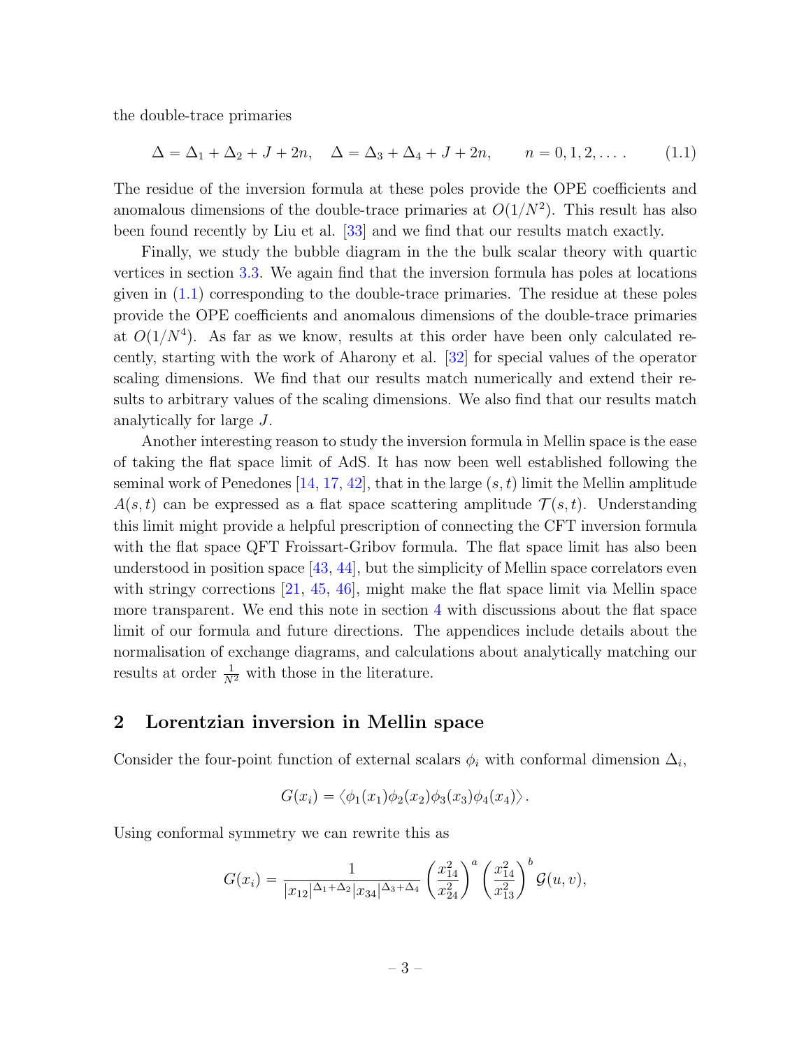the double-trace primaries

$$\Delta = \Delta_1 + \Delta_2 + J + 2n, \quad \Delta = \Delta_3 + \Delta_4 + J + 2n, \qquad n = 0, 1, 2, \dots . \tag{1.1}$$

The residue of the inversion formula at these poles provide the OPE coefficients and anomalous dimensions of the double-trace primaries at $O(1/N^2)$. This result has also been found recently by Liu et al. [33] and we find that our results match exactly.

Finally, we study the bubble diagram in the the bulk scalar theory with quartic vertices in section 3.3. We again find that the inversion formula has poles at locations given in (1.1) corresponding to the double-trace primaries. The residue at these poles provide the OPE coefficients and anomalous dimensions of the double-trace primaries at $O(1/N^4)$. As far as we know, results at this order have been only calculated recently, starting with the work of Aharony et al. [32] for special values of the operator scaling dimensions. We find that our results match numerically and extend their results to arbitrary values of the scaling dimensions. We also find that our results match analytically for large $J$.

Another interesting reason to study the inversion formula in Mellin space is the ease of taking the flat space limit of AdS. It has now been well established following the seminal work of Penedones [14, 17, 42], that in the large $(s, t)$ limit the Mellin amplitude $A(s, t)$ can be expressed as a flat space scattering amplitude $\mathcal{T}(s, t)$. Understanding this limit might provide a helpful prescription of connecting the CFT inversion formula with the flat space QFT Froissart-Gribov formula. The flat space limit has also been understood in position space [43, 44], but the simplicity of Mellin space correlators even with stringy corrections [21, 45, 46], might make the flat space limit via Mellin space more transparent. We end this note in section 4 with discussions about the flat space limit of our formula and future directions. The appendices include details about the normalisation of exchange diagrams, and calculations about analytically matching our results at order $\frac{1}{N^2}$ with those in the literature.

## 2 Lorentzian inversion in Mellin space

Consider the four-point function of external scalars $\phi_i$ with conformal dimension $\Delta_i$,

$$G(x_i) = \langle \phi_1(x_1)\phi_2(x_2)\phi_3(x_3)\phi_4(x_4)\rangle .$$

Using conformal symmetry we can rewrite this as

$$G(x_i) = \frac{1}{|x_{12}|^{\Delta_1+\Delta_2}|x_{34}|^{\Delta_3+\Delta_4}} \left(\frac{x_{14}^2}{x_{24}^2}\right)^a \left(\frac{x_{14}^2}{x_{13}^2}\right)^b \mathcal{G}(u, v),$$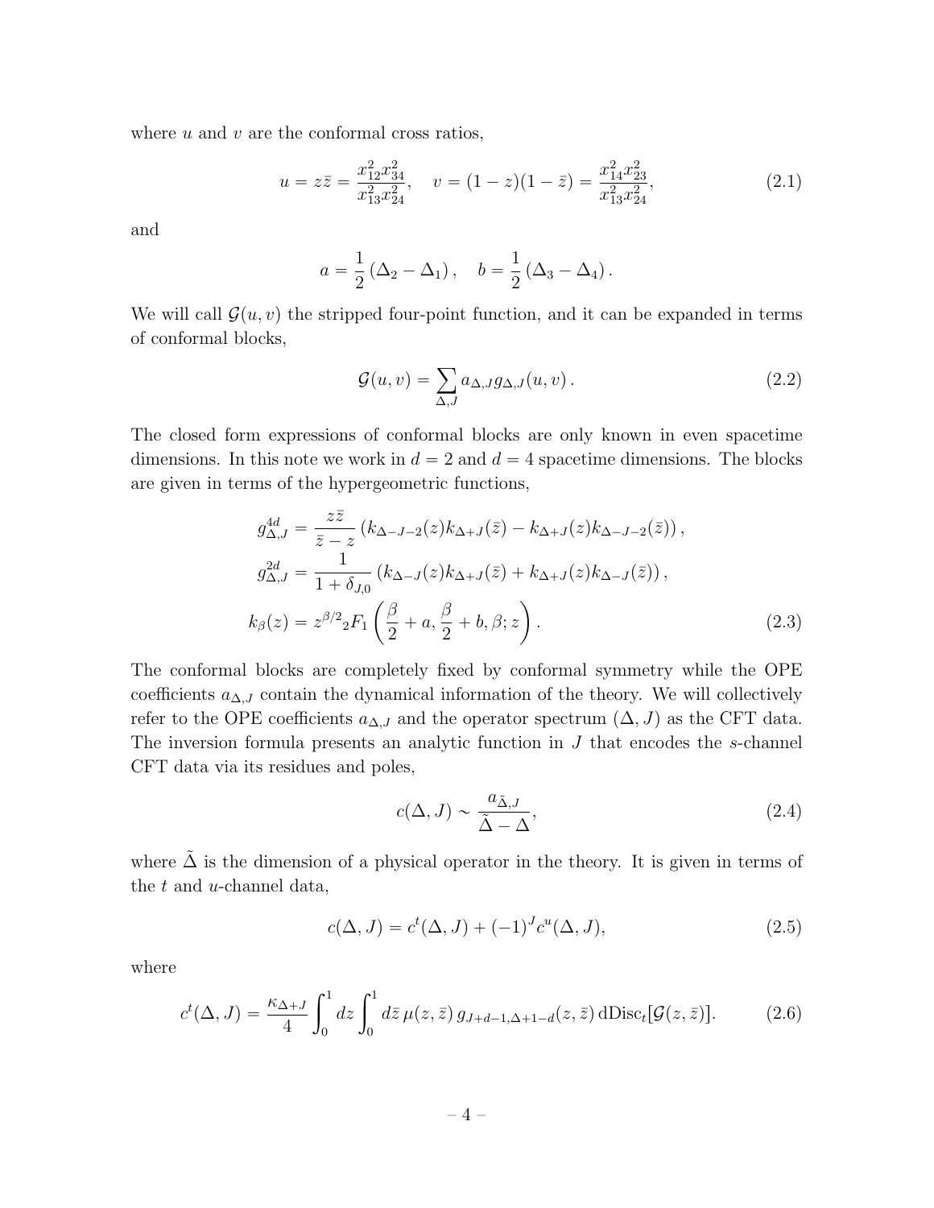where $u$ and $v$ are the conformal cross ratios,

$$u = z\bar{z} = \frac{x_{12}^2 x_{34}^2}{x_{13}^2 x_{24}^2}, \quad v = (1-z)(1-\bar{z}) = \frac{x_{14}^2 x_{23}^2}{x_{13}^2 x_{24}^2}, \tag{2.1}$$

and

$$a = \frac{1}{2}\left(\Delta_2 - \Delta_1\right), \quad b = \frac{1}{2}\left(\Delta_3 - \Delta_4\right).$$

We will call $\mathcal{G}(u,v)$ the stripped four-point function, and it can be expanded in terms of conformal blocks,

$$\mathcal{G}(u,v) = \sum_{\Delta,J} a_{\Delta,J} g_{\Delta,J}(u,v)\,. \tag{2.2}$$

The closed form expressions of conformal blocks are only known in even spacetime dimensions. In this note we work in $d=2$ and $d=4$ spacetime dimensions. The blocks are given in terms of the hypergeometric functions,

$$\begin{aligned}
g^{4d}_{\Delta,J} &= \frac{z\bar{z}}{\bar{z}-z}\left(k_{\Delta-J-2}(z)k_{\Delta+J}(\bar{z}) - k_{\Delta+J}(z)k_{\Delta-J-2}(\bar{z})\right),\\
g^{2d}_{\Delta,J} &= \frac{1}{1+\delta_{J,0}}\left(k_{\Delta-J}(z)k_{\Delta+J}(\bar{z}) + k_{\Delta+J}(z)k_{\Delta-J}(\bar{z})\right),\\
k_\beta(z) &= z^{\beta/2}{}_2F_1\left(\frac{\beta}{2}+a, \frac{\beta}{2}+b, \beta; z\right).
\end{aligned} \tag{2.3}$$

The conformal blocks are completely fixed by conformal symmetry while the OPE coefficients $a_{\Delta,J}$ contain the dynamical information of the theory. We will collectively refer to the OPE coefficients $a_{\Delta,J}$ and the operator spectrum $(\Delta, J)$ as the CFT data. The inversion formula presents an analytic function in $J$ that encodes the $s$-channel CFT data via its residues and poles,

$$c(\Delta, J) \sim \frac{a_{\tilde{\Delta},J}}{\tilde{\Delta}-\Delta}, \tag{2.4}$$

where $\tilde{\Delta}$ is the dimension of a physical operator in the theory. It is given in terms of the $t$ and $u$-channel data,

$$c(\Delta, J) = c^t(\Delta, J) + (-1)^J c^u(\Delta, J), \tag{2.5}$$

where

$$c^t(\Delta, J) = \frac{\kappa_{\Delta+J}}{4}\int_0^1 dz \int_0^1 d\bar{z}\, \mu(z,\bar{z})\, g_{J+d-1,\Delta+1-d}(z,\bar{z})\, \mathrm{dDisc}_t[\mathcal{G}(z,\bar{z})]. \tag{2.6}$$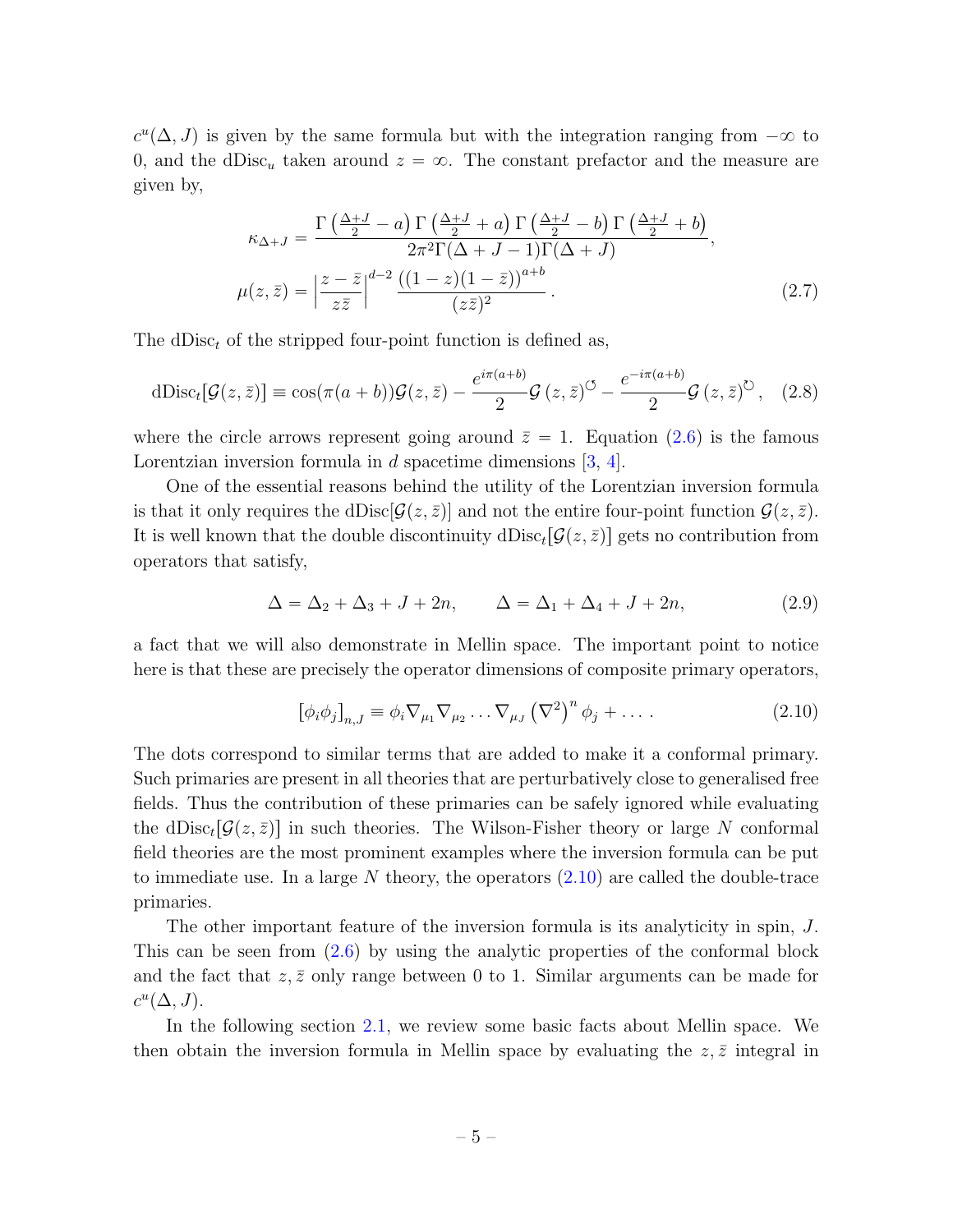$c^u(\Delta, J)$ is given by the same formula but with the integration ranging from $-\infty$ to 0, and the $\text{dDisc}_u$ taken around $z = \infty$. The constant prefactor and the measure are given by,

$$
\begin{aligned}
\kappa_{\Delta+J} &= \frac{\Gamma\left(\frac{\Delta+J}{2} - a\right)\Gamma\left(\frac{\Delta+J}{2} + a\right)\Gamma\left(\frac{\Delta+J}{2} - b\right)\Gamma\left(\frac{\Delta+J}{2} + b\right)}{2\pi^2\Gamma(\Delta+J-1)\Gamma(\Delta+J)}, \\
\mu(z,\bar{z}) &= \left|\frac{z-\bar{z}}{z\bar{z}}\right|^{d-2} \frac{\left((1-z)(1-\bar{z})\right)^{a+b}}{(z\bar{z})^2}\,.
\end{aligned}
\tag{2.7}
$$

The $\text{dDisc}_t$ of the stripped four-point function is defined as,

$$
\text{dDisc}_t[\mathcal{G}(z,\bar{z})] \equiv \cos(\pi(a+b))\mathcal{G}(z,\bar{z}) - \frac{e^{i\pi(a+b)}}{2}\mathcal{G}\left(z,\bar{z}\right)^{\circlearrowleft} - \frac{e^{-i\pi(a+b)}}{2}\mathcal{G}\left(z,\bar{z}\right)^{\circlearrowright}, \tag{2.8}
$$

where the circle arrows represent going around $\bar{z} = 1$. Equation (2.6) is the famous Lorentzian inversion formula in $d$ spacetime dimensions [3, 4].

One of the essential reasons behind the utility of the Lorentzian inversion formula is that it only requires the $\text{dDisc}[\mathcal{G}(z,\bar{z})]$ and not the entire four-point function $\mathcal{G}(z,\bar{z})$. It is well known that the double discontinuity $\text{dDisc}_t[\mathcal{G}(z,\bar{z})]$ gets no contribution from operators that satisfy,

$$
\Delta = \Delta_2 + \Delta_3 + J + 2n, \qquad \Delta = \Delta_1 + \Delta_4 + J + 2n, \tag{2.9}
$$

a fact that we will also demonstrate in Mellin space. The important point to notice here is that these are precisely the operator dimensions of composite primary operators,

$$
\left[\phi_i \phi_j\right]_{n,J} \equiv \phi_i \nabla_{\mu_1} \nabla_{\mu_2} \ldots \nabla_{\mu_J} \left(\nabla^2\right)^n \phi_j + \ldots\,. \tag{2.10}
$$

The dots correspond to similar terms that are added to make it a conformal primary. Such primaries are present in all theories that are perturbatively close to generalised free fields. Thus the contribution of these primaries can be safely ignored while evaluating the $\text{dDisc}_t[\mathcal{G}(z,\bar{z})]$ in such theories. The Wilson-Fisher theory or large $N$ conformal field theories are the most prominent examples where the inversion formula can be put to immediate use. In a large $N$ theory, the operators (2.10) are called the double-trace primaries.

The other important feature of the inversion formula is its analyticity in spin, $J$. This can be seen from (2.6) by using the analytic properties of the conformal block and the fact that $z, \bar{z}$ only range between 0 to 1. Similar arguments can be made for $c^u(\Delta, J)$.

In the following section 2.1, we review some basic facts about Mellin space. We then obtain the inversion formula in Mellin space by evaluating the $z, \bar{z}$ integral in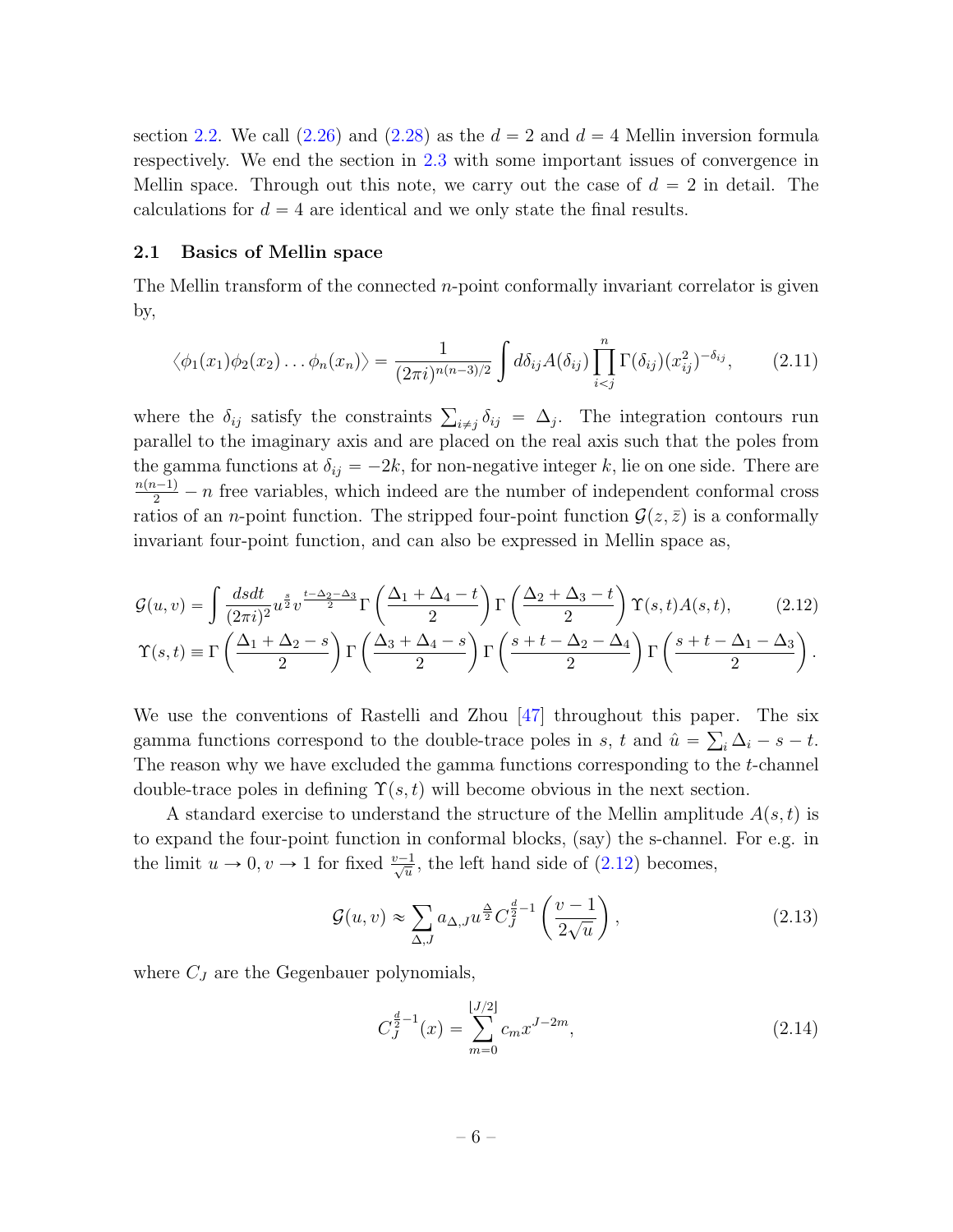section 2.2. We call (2.26) and (2.28) as the $d = 2$ and $d = 4$ Mellin inversion formula respectively. We end the section in 2.3 with some important issues of convergence in Mellin space. Through out this note, we carry out the case of $d = 2$ in detail. The calculations for $d = 4$ are identical and we only state the final results.

## 2.1 Basics of Mellin space

The Mellin transform of the connected $n$-point conformally invariant correlator is given by,

$$\langle \phi_1(x_1)\phi_2(x_2)\dots\phi_n(x_n)\rangle = \frac{1}{(2\pi i)^{n(n-3)/2}} \int d\delta_{ij} A(\delta_{ij}) \prod_{i<j}^{n} \Gamma(\delta_{ij})(x_{ij}^2)^{-\delta_{ij}}, \tag{2.11}$$

where the $\delta_{ij}$ satisfy the constraints $\sum_{i\neq j} \delta_{ij} = \Delta_j$. The integration contours run parallel to the imaginary axis and are placed on the real axis such that the poles from the gamma functions at $\delta_{ij} = -2k$, for non-negative integer $k$, lie on one side. There are $\frac{n(n-1)}{2} - n$ free variables, which indeed are the number of independent conformal cross ratios of an $n$-point function. The stripped four-point function $\mathcal{G}(z, \bar{z})$ is a conformally invariant four-point function, and can also be expressed in Mellin space as,

$$\begin{aligned}
\mathcal{G}(u, v) &= \int \frac{ds dt}{(2\pi i)^2} u^{\frac{s}{2}} v^{\frac{t-\Delta_2-\Delta_3}{2}} \Gamma\left(\frac{\Delta_1 + \Delta_4 - t}{2}\right) \Gamma\left(\frac{\Delta_2 + \Delta_3 - t}{2}\right) \Upsilon(s, t) A(s, t), \qquad (2.12)\\
\Upsilon(s, t) &\equiv \Gamma\left(\frac{\Delta_1 + \Delta_2 - s}{2}\right) \Gamma\left(\frac{\Delta_3 + \Delta_4 - s}{2}\right) \Gamma\left(\frac{s + t - \Delta_2 - \Delta_4}{2}\right) \Gamma\left(\frac{s + t - \Delta_1 - \Delta_3}{2}\right).
\end{aligned}$$

We use the conventions of Rastelli and Zhou [47] throughout this paper. The six gamma functions correspond to the double-trace poles in $s$, $t$ and $\hat{u} = \sum_i \Delta_i - s - t$. The reason why we have excluded the gamma functions corresponding to the $t$-channel double-trace poles in defining $\Upsilon(s, t)$ will become obvious in the next section.

A standard exercise to understand the structure of the Mellin amplitude $A(s, t)$ is to expand the four-point function in conformal blocks, (say) the s-channel. For e.g. in the limit $u \to 0, v \to 1$ for fixed $\frac{v-1}{\sqrt{u}}$, the left hand side of (2.12) becomes,

$$\mathcal{G}(u, v) \approx \sum_{\Delta, J} a_{\Delta, J} u^{\frac{\Delta}{2}} C_J^{\frac{d}{2}-1}\left(\frac{v-1}{2\sqrt{u}}\right), \tag{2.13}$$

where $C_J$ are the Gegenbauer polynomials,

$$C_J^{\frac{d}{2}-1}(x) = \sum_{m=0}^{\lfloor J/2 \rfloor} c_m x^{J-2m}, \tag{2.14}$$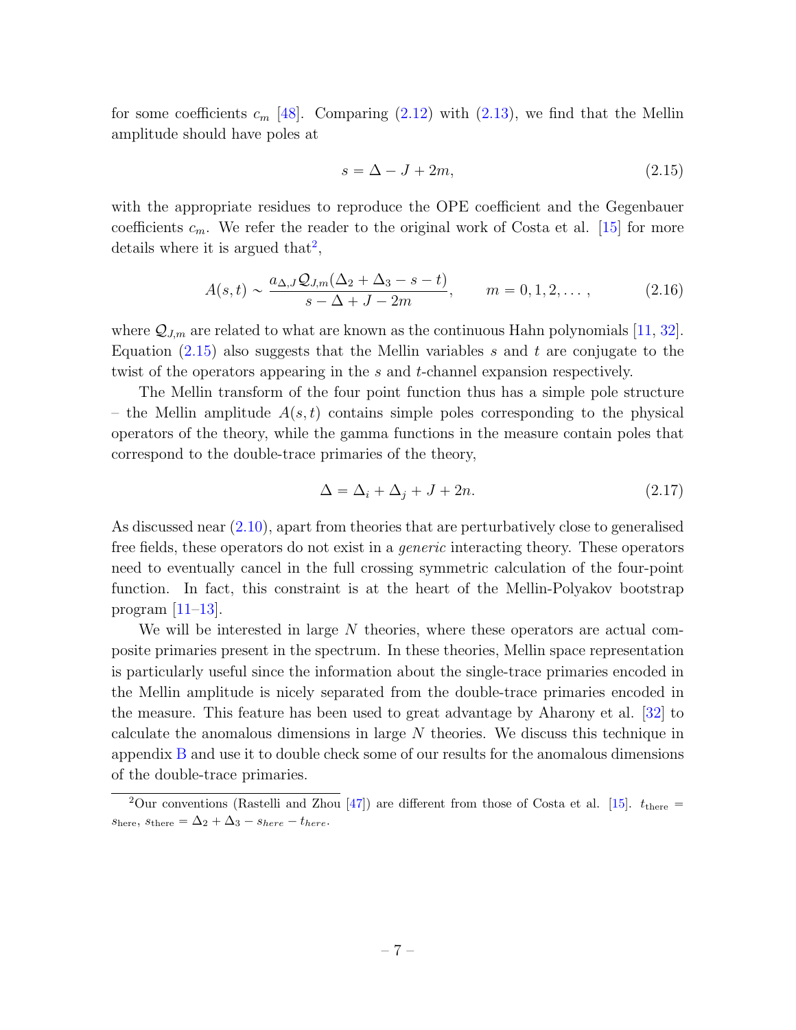for some coefficients $c_m$ [48]. Comparing (2.12) with (2.13), we find that the Mellin amplitude should have poles at

$$s = \Delta - J + 2m, \tag{2.15}$$

with the appropriate residues to reproduce the OPE coefficient and the Gegenbauer coefficients $c_m$. We refer the reader to the original work of Costa et al. [15] for more details where it is argued that[2],

$$A(s,t) \sim \frac{a_{\Delta,J}\mathcal{Q}_{J,m}(\Delta_2+\Delta_3-s-t)}{s-\Delta+J-2m}, \qquad m = 0,1,2,\dots, \tag{2.16}$$

where $\mathcal{Q}_{J,m}$ are related to what are known as the continuous Hahn polynomials [11, 32]. Equation (2.15) also suggests that the Mellin variables $s$ and $t$ are conjugate to the twist of the operators appearing in the $s$ and $t$-channel expansion respectively.

The Mellin transform of the four point function thus has a simple pole structure – the Mellin amplitude $A(s,t)$ contains simple poles corresponding to the physical operators of the theory, while the gamma functions in the measure contain poles that correspond to the double-trace primaries of the theory,

$$\Delta = \Delta_i + \Delta_j + J + 2n. \tag{2.17}$$

As discussed near (2.10), apart from theories that are perturbatively close to generalised free fields, these operators do not exist in a *generic* interacting theory. These operators need to eventually cancel in the full crossing symmetric calculation of the four-point function. In fact, this constraint is at the heart of the Mellin-Polyakov bootstrap program [11–13].

We will be interested in large $N$ theories, where these operators are actual composite primaries present in the spectrum. In these theories, Mellin space representation is particularly useful since the information about the single-trace primaries encoded in the Mellin amplitude is nicely separated from the double-trace primaries encoded in the measure. This feature has been used to great advantage by Aharony et al. [32] to calculate the anomalous dimensions in large $N$ theories. We discuss this technique in appendix B and use it to double check some of our results for the anomalous dimensions of the double-trace primaries.

[2] Our conventions (Rastelli and Zhou [47]) are different from those of Costa et al. [15]. $t_{\text{there}} = s_{\text{here}}$, $s_{\text{there}} = \Delta_2 + \Delta_3 - s_{here} - t_{here}$.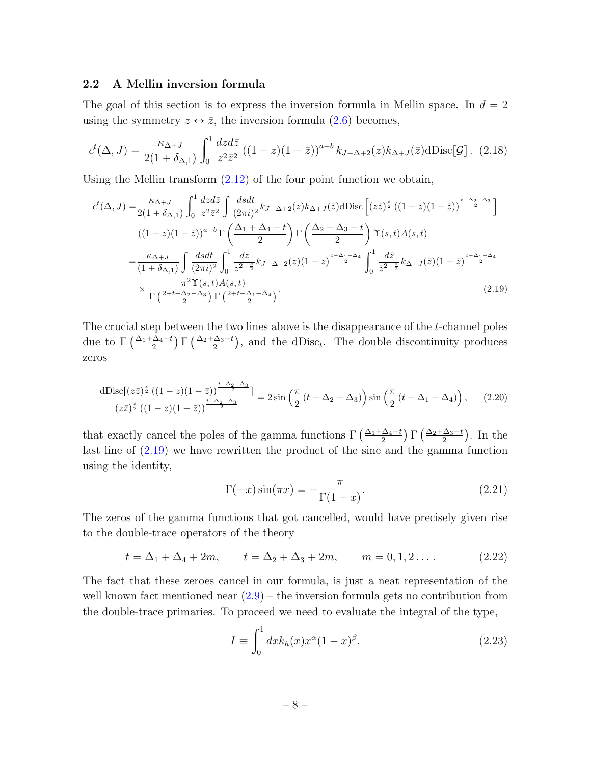### 2.2 A Mellin inversion formula

The goal of this section is to express the inversion formula in Mellin space. In $d=2$ using the symmetry $z \leftrightarrow \bar{z}$, the inversion formula (2.6) becomes,

$$c^t(\Delta, J) = \frac{\kappa_{\Delta+J}}{2(1+\delta_{\Delta,1})} \int_0^1 \frac{dz d\bar{z}}{z^2 \bar{z}^2} \left((1-z)(1-\bar{z})\right)^{a+b} k_{J-\Delta+2}(z) k_{\Delta+J}(\bar{z}) \text{dDisc}[\mathcal{G}] \,. \tag{2.18}$$

Using the Mellin transform (2.12) of the four point function we obtain,

$$\begin{aligned}
c^t(\Delta, J) =& \frac{\kappa_{\Delta+J}}{2(1+\delta_{\Delta,1})} \int_0^1 \frac{dz d\bar{z}}{z^2 \bar{z}^2} \int \frac{ds dt}{(2\pi i)^2} k_{J-\Delta+2}(z) k_{\Delta+J}(\bar{z}) \text{dDisc}\left[(z\bar{z})^{\frac{s}{2}} \left((1-z)(1-\bar{z})\right)^{\frac{t-\Delta_2-\Delta_3}{2}}\right] \\
& \left((1-z)(1-\bar{z})\right)^{a+b} \Gamma\left(\frac{\Delta_1+\Delta_4-t}{2}\right) \Gamma\left(\frac{\Delta_2+\Delta_3-t}{2}\right) \Upsilon(s,t) A(s,t) \\
=& \frac{\kappa_{\Delta+J}}{(1+\delta_{\Delta,1})} \int \frac{ds dt}{(2\pi i)^2} \int_0^1 \frac{dz}{z^{2-\frac{s}{2}}} k_{J-\Delta+2}(z) (1-z)^{\frac{t-\Delta_1-\Delta_4}{2}} \int_0^1 \frac{d\bar{z}}{\bar{z}^{2-\frac{s}{2}}} k_{\Delta+J}(\bar{z}) (1-\bar{z})^{\frac{t-\Delta_1-\Delta_4}{2}} \\
& \times \frac{\pi^2 \Upsilon(s,t) A(s,t)}{\Gamma\left(\frac{2+t-\Delta_2-\Delta_3}{2}\right) \Gamma\left(\frac{2+t-\Delta_1-\Delta_4}{2}\right)} .
\end{aligned} \tag{2.19}$$

The crucial step between the two lines above is the disappearance of the $t$-channel poles due to $\Gamma\left(\frac{\Delta_1+\Delta_4-t}{2}\right)\Gamma\left(\frac{\Delta_2+\Delta_3-t}{2}\right)$, and the $\text{dDisc}_t$. The double discontinuity produces zeros

$$\frac{\text{dDisc}[(z\bar{z})^{\frac{s}{2}} \left((1-z)(1-\bar{z})\right)^{\frac{t-\Delta_2-\Delta_3}{2}}]}{(z\bar{z})^{\frac{s}{2}} \left((1-z)(1-\bar{z})\right)^{\frac{t-\Delta_2-\Delta_3}{2}}} = 2 \sin\left(\frac{\pi}{2}\left(t-\Delta_2-\Delta_3\right)\right) \sin\left(\frac{\pi}{2}\left(t-\Delta_1-\Delta_4\right)\right), \tag{2.20}$$

that exactly cancel the poles of the gamma functions $\Gamma\left(\frac{\Delta_1+\Delta_4-t}{2}\right)\Gamma\left(\frac{\Delta_2+\Delta_3-t}{2}\right)$. In the last line of (2.19) we have rewritten the product of the sine and the gamma function using the identity,

$$\Gamma(-x)\sin(\pi x) = -\frac{\pi}{\Gamma(1+x)}. \tag{2.21}$$

The zeros of the gamma functions that got cancelled, would have precisely given rise to the double-trace operators of the theory

$$t = \Delta_1 + \Delta_4 + 2m, \qquad t = \Delta_2 + \Delta_3 + 2m, \qquad m = 0, 1, 2 \ldots . \tag{2.22}$$

The fact that these zeroes cancel in our formula, is just a neat representation of the well known fact mentioned near (2.9) – the inversion formula gets no contribution from the double-trace primaries. To proceed we need to evaluate the integral of the type,

$$I \equiv \int_0^1 dx k_h(x) x^{\alpha} (1-x)^{\beta}. \tag{2.23}$$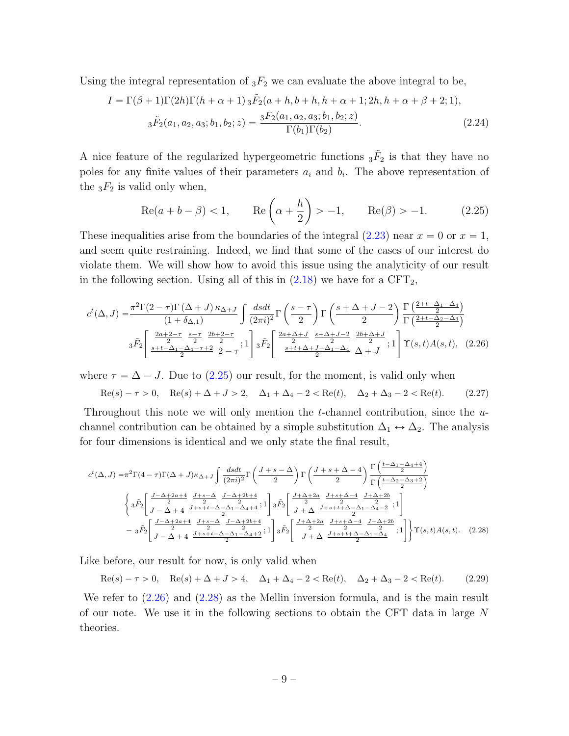Using the integral representation of ${}_3F_2$ we can evaluate the above integral to be,

$$
\begin{aligned}
I &= \Gamma(\beta+1)\Gamma(2h)\Gamma(h+\alpha+1)\, {}_3\tilde{F}_2(a+h, b+h, h+\alpha+1; 2h, h+\alpha+\beta+2; 1), \\
{}_3\tilde{F}_2(a_1, a_2, a_3; b_1, b_2; z) &= \frac{{}_3F_2(a_1, a_2, a_3; b_1, b_2; z)}{\Gamma(b_1)\Gamma(b_2)}.
\end{aligned} \tag{2.24}
$$

A nice feature of the regularized hypergeometric functions ${}_3\tilde{F}_2$ is that they have no poles for any finite values of their parameters $a_i$ and $b_i$. The above representation of the ${}_3F_2$ is valid only when,

$$
\mathrm{Re}(a+b-\beta) < 1, \qquad \mathrm{Re}\left(\alpha + \frac{h}{2}\right) > -1, \qquad \mathrm{Re}(\beta) > -1. \tag{2.25}
$$

These inequalities arise from the boundaries of the integral (2.23) near $x = 0$ or $x = 1$, and seem quite restraining. Indeed, we find that some of the cases of our interest do violate them. We will show how to avoid this issue using the analyticity of our result in the following section. Using all of this in (2.18) we have for a CFT$_2$,

$$
\begin{aligned}
c^t(\Delta, J) =& \frac{\pi^2 \Gamma(2-\tau)\Gamma(\Delta+J)\,\kappa_{\Delta+J}}{(1+\delta_{\Delta,1})} \int \frac{ds dt}{(2\pi i)^2} \Gamma\left(\frac{s-\tau}{2}\right) \Gamma\left(\frac{s+\Delta+J-2}{2}\right) \frac{\Gamma\left(\frac{2+t-\Delta_1-\Delta_4}{2}\right)}{\Gamma\left(\frac{2+t-\Delta_2-\Delta_3}{2}\right)} \\
& {}_3\tilde{F}_2\left[\begin{matrix} \frac{2a+2-\tau}{2} & \frac{s-\tau}{2} & \frac{2b+2-\tau}{2} \\ \frac{s+t-\Delta_1-\Delta_4-\tau+2}{2} & 2-\tau & \end{matrix}; 1\right] {}_3\tilde{F}_2\left[\begin{matrix} \frac{2a+\Delta+J}{2} & \frac{s+\Delta+J-2}{2} & \frac{2b+\Delta+J}{2} \\ \frac{s+t+\Delta+J-\Delta_1-\Delta_4}{2} & \Delta+J & \end{matrix}; 1\right] \Upsilon(s,t) A(s,t),
\end{aligned} \tag{2.26}
$$

where $\tau = \Delta - J$. Due to (2.25) our result, for the moment, is valid only when

$$
\mathrm{Re}(s) - \tau > 0, \quad \mathrm{Re}(s) + \Delta + J > 2, \quad \Delta_1 + \Delta_4 - 2 < \mathrm{Re}(t), \quad \Delta_2 + \Delta_3 - 2 < \mathrm{Re}(t). \tag{2.27}
$$

Throughout this note we will only mention the $t$-channel contribution, since the $u$-channel contribution can be obtained by a simple substitution $\Delta_1 \leftrightarrow \Delta_2$. The analysis for four dimensions is identical and we only state the final result,

$$
\begin{aligned}
c^t(\Delta, J) =& \pi^2 \Gamma(4-\tau)\Gamma(\Delta+J)\kappa_{\Delta+J} \int \frac{ds dt}{(2\pi i)^2} \Gamma\left(\frac{J+s-\Delta}{2}\right) \Gamma\left(\frac{J+s+\Delta-4}{2}\right) \frac{\Gamma\left(\frac{t-\Delta_1-\Delta_4+4}{2}\right)}{\Gamma\left(\frac{t-\Delta_2-\Delta_3+2}{2}\right)} \\
& \Bigg\{ {}_3\tilde{F}_2\left[\begin{matrix} \frac{J-\Delta+2a+4}{2} & \frac{J+s-\Delta}{2} & \frac{J-\Delta+2b+4}{2} \\ J-\Delta+4 & \frac{J+s+t-\Delta-\Delta_1-\Delta_4+4}{2} & \end{matrix}; 1\right] {}_3\tilde{F}_2\left[\begin{matrix} \frac{J+\Delta+2a}{2} & \frac{J+s+\Delta-4}{2} & \frac{J+\Delta+2b}{2} \\ J+\Delta & \frac{J+s+t+\Delta-\Delta_1-\Delta_4-2}{2} & \end{matrix}; 1\right] \\
& - {}_3\tilde{F}_2\left[\begin{matrix} \frac{J-\Delta+2a+4}{2} & \frac{J+s-\Delta}{2} & \frac{J-\Delta+2b+4}{2} \\ J-\Delta+4 & \frac{J+s+t-\Delta-\Delta_1-\Delta_4+2}{2} & \end{matrix}; 1\right] {}_3\tilde{F}_2\left[\begin{matrix} \frac{J+\Delta+2a}{2} & \frac{J+s+\Delta-4}{2} & \frac{J+\Delta+2b}{2} \\ J+\Delta & \frac{J+s+t+\Delta-\Delta_1-\Delta_4}{2} & \end{matrix}; 1\right] \Bigg\} \Upsilon(s,t) A(s,t).
\end{aligned} \tag{2.28}
$$

Like before, our result for now, is only valid when

$$
\mathrm{Re}(s) - \tau > 0, \quad \mathrm{Re}(s) + \Delta + J > 4, \quad \Delta_1 + \Delta_4 - 2 < \mathrm{Re}(t), \quad \Delta_2 + \Delta_3 - 2 < \mathrm{Re}(t). \tag{2.29}
$$

We refer to (2.26) and (2.28) as the Mellin inversion formula, and is the main result of our note. We use it in the following sections to obtain the CFT data in large $N$ theories.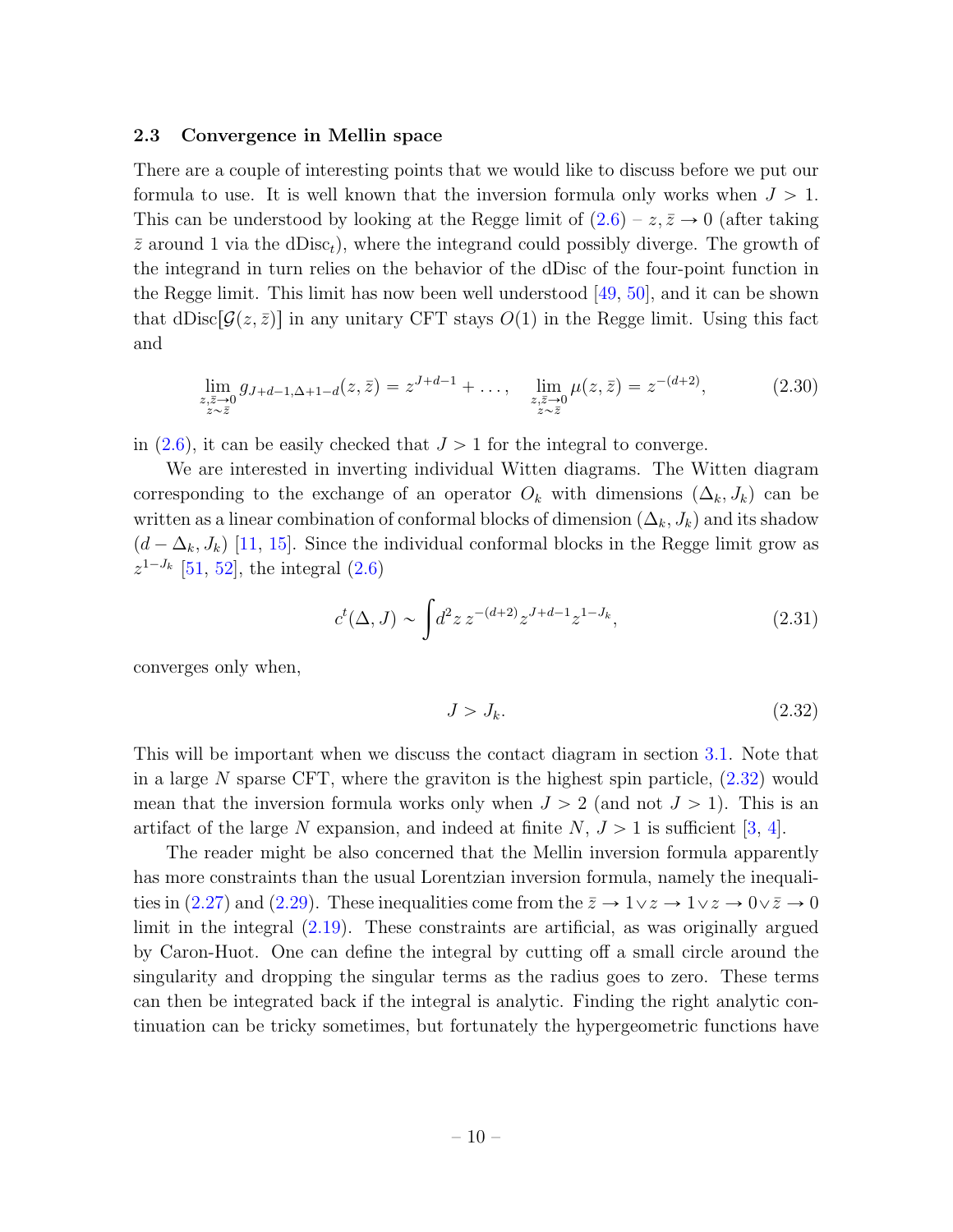### 2.3 Convergence in Mellin space

There are a couple of interesting points that we would like to discuss before we put our formula to use. It is well known that the inversion formula only works when $J > 1$. This can be understood by looking at the Regge limit of (2.6) – $z, \bar{z} \to 0$ (after taking $\bar{z}$ around 1 via the $\text{dDisc}_t$), where the integrand could possibly diverge. The growth of the integrand in turn relies on the behavior of the dDisc of the four-point function in the Regge limit. This limit has now been well understood [49, 50], and it can be shown that $\text{dDisc}[\mathcal{G}(z,\bar{z})]$ in any unitary CFT stays $O(1)$ in the Regge limit. Using this fact and

$$\lim_{\substack{z,\bar{z}\to 0 \\ z\sim\bar{z}}} g_{J+d-1,\Delta+1-d}(z,\bar{z}) = z^{J+d-1} + \ldots, \qquad \lim_{\substack{z,\bar{z}\to 0 \\ z\sim\bar{z}}} \mu(z,\bar{z}) = z^{-(d+2)}, \tag{2.30}$$

in (2.6), it can be easily checked that $J > 1$ for the integral to converge.

We are interested in inverting individual Witten diagrams. The Witten diagram corresponding to the exchange of an operator $O_k$ with dimensions $(\Delta_k, J_k)$ can be written as a linear combination of conformal blocks of dimension $(\Delta_k, J_k)$ and its shadow $(d - \Delta_k, J_k)$ [11, 15]. Since the individual conformal blocks in the Regge limit grow as $z^{1-J_k}$ [51, 52], the integral (2.6)

$$c^t(\Delta, J) \sim \int d^2z\, z^{-(d+2)} z^{J+d-1} z^{1-J_k}, \tag{2.31}$$

converges only when,

$$J > J_k. \tag{2.32}$$

This will be important when we discuss the contact diagram in section 3.1. Note that in a large $N$ sparse CFT, where the graviton is the highest spin particle, (2.32) would mean that the inversion formula works only when $J > 2$ (and not $J > 1$). This is an artifact of the large $N$ expansion, and indeed at finite $N$, $J > 1$ is sufficient [3, 4].

The reader might be also concerned that the Mellin inversion formula apparently has more constraints than the usual Lorentzian inversion formula, namely the inequalities in (2.27) and (2.29). These inequalities come from the $\bar{z} \to 1 \vee z \to 1 \vee z \to 0 \vee \bar{z} \to 0$ limit in the integral (2.19). These constraints are artificial, as was originally argued by Caron-Huot. One can define the integral by cutting off a small circle around the singularity and dropping the singular terms as the radius goes to zero. These terms can then be integrated back if the integral is analytic. Finding the right analytic continuation can be tricky sometimes, but fortunately the hypergeometric functions have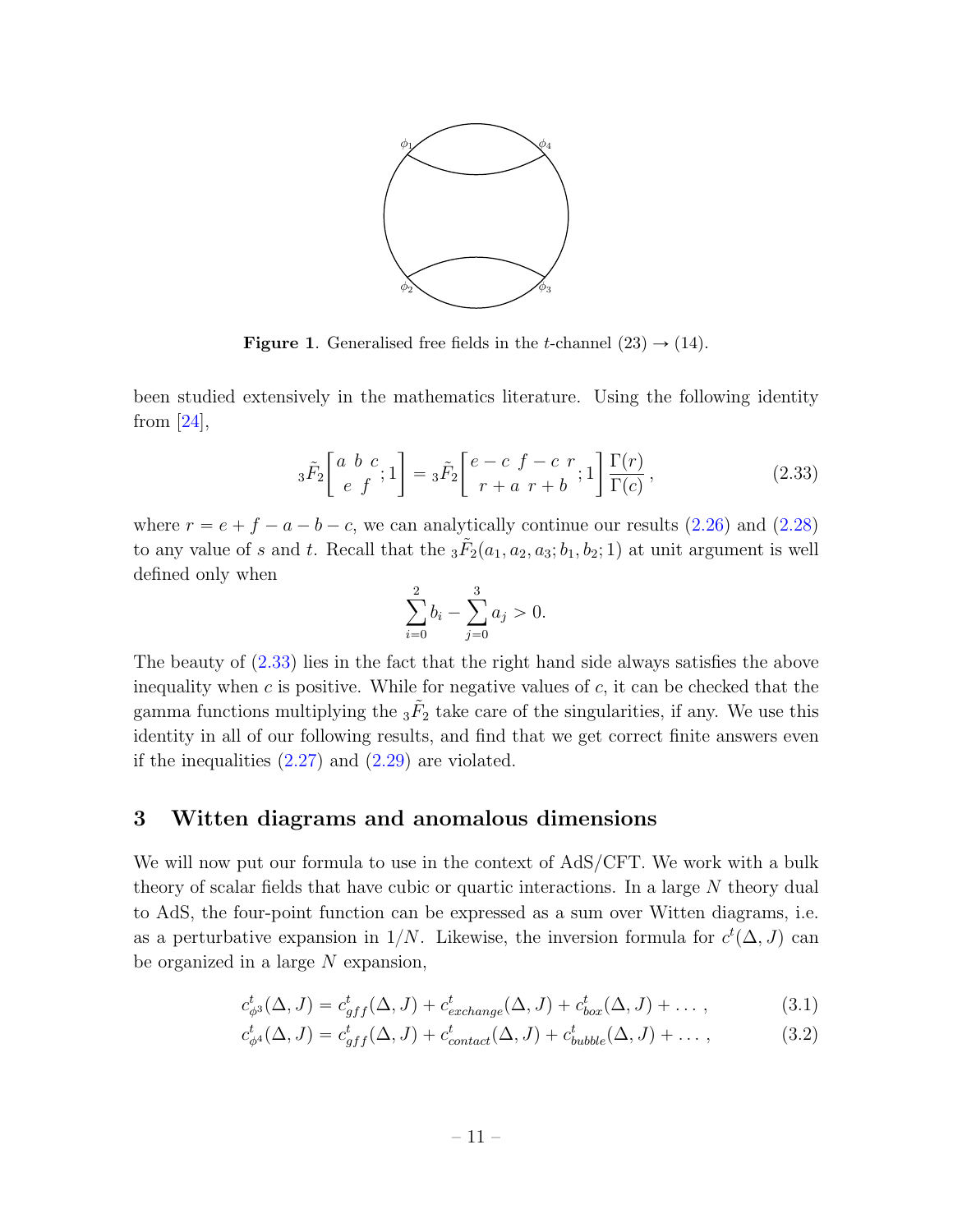**Figure 1**. Generalised free fields in the $t$-channel $(23) \to (14)$.

been studied extensively in the mathematics literature. Using the following identity from [24],

$$
{}_3\tilde{F}_2\left[\begin{matrix} a\ b\ c \\ e\ f \end{matrix};1\right] = {}_3\tilde{F}_2\left[\begin{matrix} e-c\ \ f-c\ \ r \\ r+a\ \ r+b \end{matrix};1\right]\frac{\Gamma(r)}{\Gamma(c)}\,, \tag{2.33}
$$

where $r = e + f - a - b - c$, we can analytically continue our results (2.26) and (2.28) to any value of $s$ and $t$. Recall that the ${}_3\tilde{F}_2(a_1, a_2, a_3; b_1, b_2; 1)$ at unit argument is well defined only when

$$
\sum_{i=0}^{2} b_i - \sum_{j=0}^{3} a_j > 0.
$$

The beauty of (2.33) lies in the fact that the right hand side always satisfies the above inequality when $c$ is positive. While for negative values of $c$, it can be checked that the gamma functions multiplying the ${}_3\tilde{F}_2$ take care of the singularities, if any. We use this identity in all of our following results, and find that we get correct finite answers even if the inequalities (2.27) and (2.29) are violated.

## 3 Witten diagrams and anomalous dimensions

We will now put our formula to use in the context of AdS/CFT. We work with a bulk theory of scalar fields that have cubic or quartic interactions. In a large $N$ theory dual to AdS, the four-point function can be expressed as a sum over Witten diagrams, i.e. as a perturbative expansion in $1/N$. Likewise, the inversion formula for $c^t(\Delta, J)$ can be organized in a large $N$ expansion,

$$
c^t_{\phi^3}(\Delta, J) = c^t_{gff}(\Delta, J) + c^t_{exchange}(\Delta, J) + c^t_{box}(\Delta, J) + \dots\,, \tag{3.1}
$$

$$
c^t_{\phi^4}(\Delta, J) = c^t_{gff}(\Delta, J) + c^t_{contact}(\Delta, J) + c^t_{bubble}(\Delta, J) + \dots\,, \tag{3.2}
$$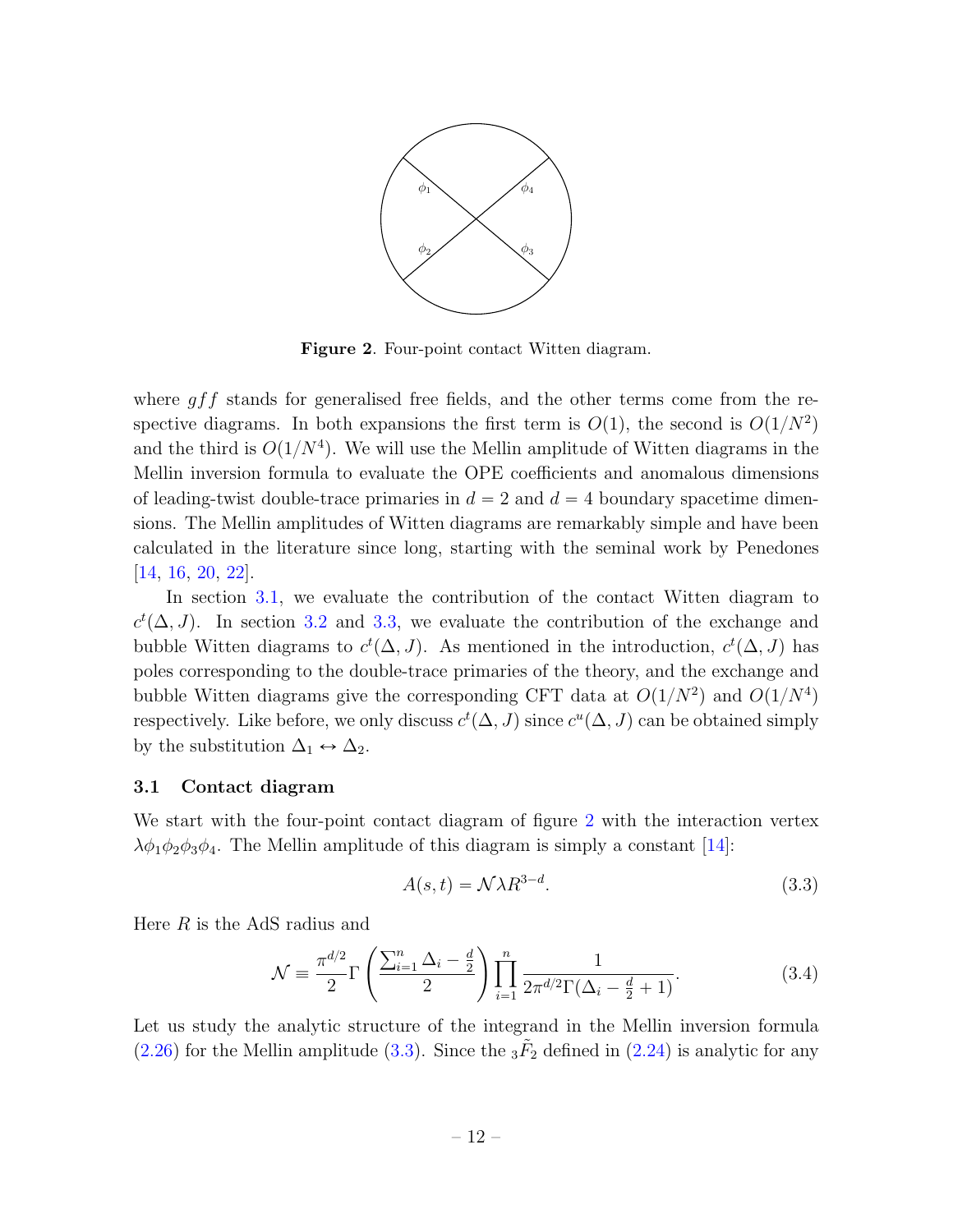**Figure 2**. Four-point contact Witten diagram.

where $gff$ stands for generalised free fields, and the other terms come from the respective diagrams. In both expansions the first term is $O(1)$, the second is $O(1/N^2)$ and the third is $O(1/N^4)$. We will use the Mellin amplitude of Witten diagrams in the Mellin inversion formula to evaluate the OPE coefficients and anomalous dimensions of leading-twist double-trace primaries in $d = 2$ and $d = 4$ boundary spacetime dimensions. The Mellin amplitudes of Witten diagrams are remarkably simple and have been calculated in the literature since long, starting with the seminal work by Penedones [14, 16, 20, 22].

In section 3.1, we evaluate the contribution of the contact Witten diagram to $c^t(\Delta, J)$. In section 3.2 and 3.3, we evaluate the contribution of the exchange and bubble Witten diagrams to $c^t(\Delta, J)$. As mentioned in the introduction, $c^t(\Delta, J)$ has poles corresponding to the double-trace primaries of the theory, and the exchange and bubble Witten diagrams give the corresponding CFT data at $O(1/N^2)$ and $O(1/N^4)$ respectively. Like before, we only discuss $c^t(\Delta, J)$ since $c^u(\Delta, J)$ can be obtained simply by the substitution $\Delta_1 \leftrightarrow \Delta_2$.

### 3.1 Contact diagram

We start with the four-point contact diagram of figure 2 with the interaction vertex $\lambda\phi_1\phi_2\phi_3\phi_4$. The Mellin amplitude of this diagram is simply a constant [14]:

$$A(s,t) = \mathcal{N}\lambda R^{3-d}. \tag{3.3}$$

Here $R$ is the AdS radius and

$$\mathcal{N} \equiv \frac{\pi^{d/2}}{2}\Gamma\left(\frac{\sum_{i=1}^{n}\Delta_i - \frac{d}{2}}{2}\right)\prod_{i=1}^{n}\frac{1}{2\pi^{d/2}\Gamma(\Delta_i - \frac{d}{2}+1)}. \tag{3.4}$$

Let us study the analytic structure of the integrand in the Mellin inversion formula (2.26) for the Mellin amplitude (3.3). Since the ${}_3\tilde{F}_2$ defined in (2.24) is analytic for any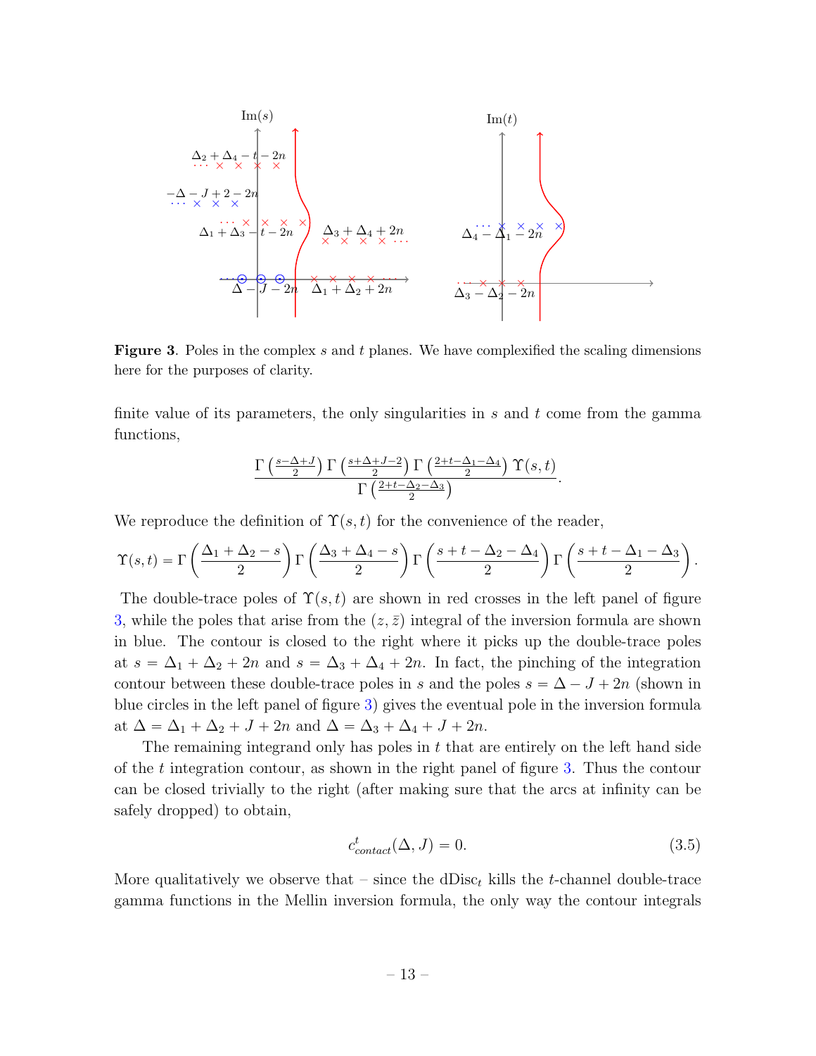**Figure 3**. Poles in the complex $s$ and $t$ planes. We have complexified the scaling dimensions here for the purposes of clarity.

finite value of its parameters, the only singularities in $s$ and $t$ come from the gamma functions,

$$\frac{\Gamma\left(\frac{s-\Delta+J}{2}\right)\Gamma\left(\frac{s+\Delta+J-2}{2}\right)\Gamma\left(\frac{2+t-\Delta_1-\Delta_4}{2}\right)\Upsilon(s,t)}{\Gamma\left(\frac{2+t-\Delta_2-\Delta_3}{2}\right)}.$$

We reproduce the definition of $\Upsilon(s,t)$ for the convenience of the reader,

$$\Upsilon(s,t) = \Gamma\left(\frac{\Delta_1+\Delta_2-s}{2}\right)\Gamma\left(\frac{\Delta_3+\Delta_4-s}{2}\right)\Gamma\left(\frac{s+t-\Delta_2-\Delta_4}{2}\right)\Gamma\left(\frac{s+t-\Delta_1-\Delta_3}{2}\right).$$

The double-trace poles of $\Upsilon(s,t)$ are shown in red crosses in the left panel of figure 3, while the poles that arise from the $(z,\bar{z})$ integral of the inversion formula are shown in blue. The contour is closed to the right where it picks up the double-trace poles at $s = \Delta_1 + \Delta_2 + 2n$ and $s = \Delta_3 + \Delta_4 + 2n$. In fact, the pinching of the integration contour between these double-trace poles in $s$ and the poles $s = \Delta - J + 2n$ (shown in blue circles in the left panel of figure 3) gives the eventual pole in the inversion formula at $\Delta = \Delta_1 + \Delta_2 + J + 2n$ and $\Delta = \Delta_3 + \Delta_4 + J + 2n$.

The remaining integrand only has poles in $t$ that are entirely on the left hand side of the $t$ integration contour, as shown in the right panel of figure 3. Thus the contour can be closed trivially to the right (after making sure that the arcs at infinity can be safely dropped) to obtain,

$$c^t_{contact}(\Delta, J) = 0. \tag{3.5}$$

More qualitatively we observe that – since the $\text{dDisc}_t$ kills the $t$-channel double-trace gamma functions in the Mellin inversion formula, the only way the contour integrals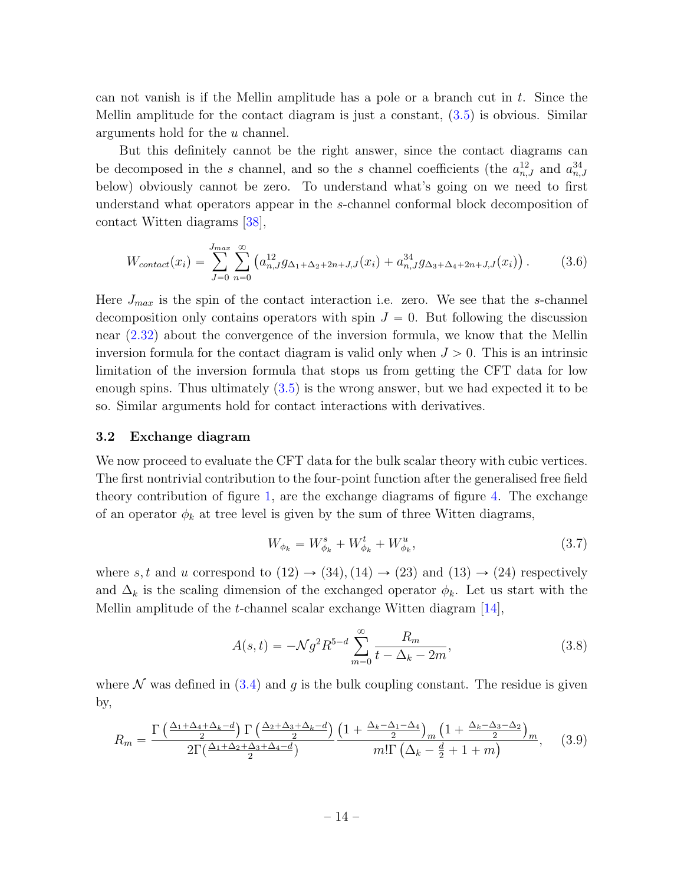can not vanish is if the Mellin amplitude has a pole or a branch cut in $t$. Since the Mellin amplitude for the contact diagram is just a constant, (3.5) is obvious. Similar arguments hold for the $u$ channel.

But this definitely cannot be the right answer, since the contact diagrams can be decomposed in the $s$ channel, and so the $s$ channel coefficients (the $a^{12}_{n,J}$ and $a^{34}_{n,J}$ below) obviously cannot be zero. To understand what's going on we need to first understand what operators appear in the $s$-channel conformal block decomposition of contact Witten diagrams [38],

$$W_{contact}(x_i) = \sum_{J=0}^{J_{max}} \sum_{n=0}^{\infty} \left( a^{12}_{n,J} g_{\Delta_1+\Delta_2+2n+J,J}(x_i) + a^{34}_{n,J} g_{\Delta_3+\Delta_4+2n+J,J}(x_i) \right). \tag{3.6}$$

Here $J_{max}$ is the spin of the contact interaction i.e. zero. We see that the $s$-channel decomposition only contains operators with spin $J = 0$. But following the discussion near (2.32) about the convergence of the inversion formula, we know that the Mellin inversion formula for the contact diagram is valid only when $J > 0$. This is an intrinsic limitation of the inversion formula that stops us from getting the CFT data for low enough spins. Thus ultimately (3.5) is the wrong answer, but we had expected it to be so. Similar arguments hold for contact interactions with derivatives.

### 3.2 Exchange diagram

We now proceed to evaluate the CFT data for the bulk scalar theory with cubic vertices. The first nontrivial contribution to the four-point function after the generalised free field theory contribution of figure 1, are the exchange diagrams of figure 4. The exchange of an operator $\phi_k$ at tree level is given by the sum of three Witten diagrams,

$$W_{\phi_k} = W^s_{\phi_k} + W^t_{\phi_k} + W^u_{\phi_k}, \tag{3.7}$$

where $s, t$ and $u$ correspond to $(12) \to (34), (14) \to (23)$ and $(13) \to (24)$ respectively and $\Delta_k$ is the scaling dimension of the exchanged operator $\phi_k$. Let us start with the Mellin amplitude of the $t$-channel scalar exchange Witten diagram [14],

$$A(s,t) = -\mathcal{N} g^2 R^{5-d} \sum_{m=0}^{\infty} \frac{R_m}{t - \Delta_k - 2m}, \tag{3.8}$$

where $\mathcal{N}$ was defined in (3.4) and $g$ is the bulk coupling constant. The residue is given by,

$$R_m = \frac{\Gamma\left(\frac{\Delta_1+\Delta_4+\Delta_k-d}{2}\right)\Gamma\left(\frac{\Delta_2+\Delta_3+\Delta_k-d}{2}\right)}{2\Gamma\left(\frac{\Delta_1+\Delta_2+\Delta_3+\Delta_4-d}{2}\right)} \frac{\left(1+\frac{\Delta_k-\Delta_1-\Delta_4}{2}\right)_m \left(1+\frac{\Delta_k-\Delta_3-\Delta_2}{2}\right)_m}{m!\,\Gamma\left(\Delta_k - \frac{d}{2} + 1 + m\right)}, \tag{3.9}$$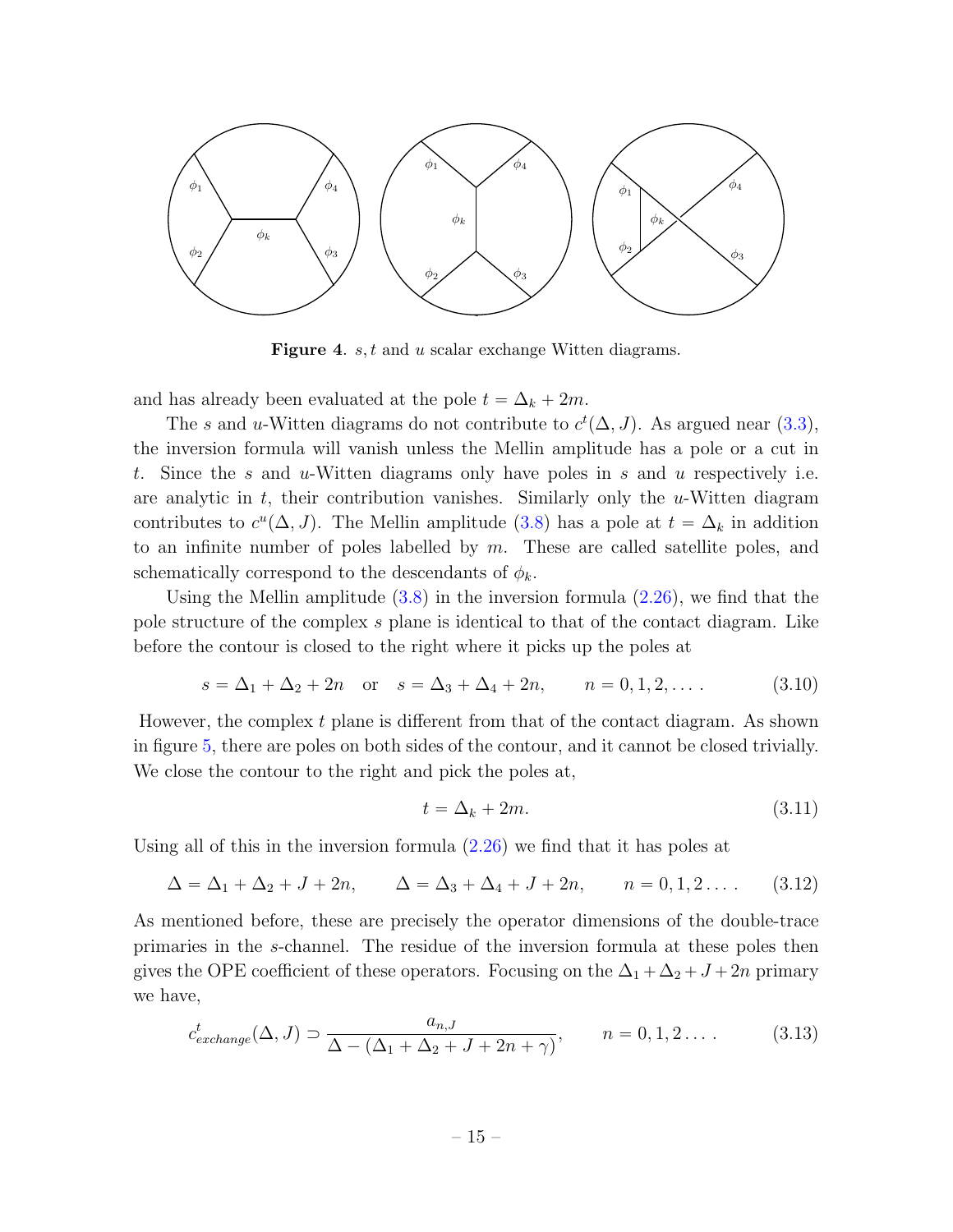**Figure 4**. $s, t$ and $u$ scalar exchange Witten diagrams.

and has already been evaluated at the pole $t = \Delta_k + 2m$.

The $s$ and $u$-Witten diagrams do not contribute to $c^t(\Delta, J)$. As argued near (3.3), the inversion formula will vanish unless the Mellin amplitude has a pole or a cut in $t$. Since the $s$ and $u$-Witten diagrams only have poles in $s$ and $u$ respectively i.e. are analytic in $t$, their contribution vanishes. Similarly only the $u$-Witten diagram contributes to $c^u(\Delta, J)$. The Mellin amplitude (3.8) has a pole at $t = \Delta_k$ in addition to an infinite number of poles labelled by $m$. These are called satellite poles, and schematically correspond to the descendants of $\phi_k$.

Using the Mellin amplitude (3.8) in the inversion formula (2.26), we find that the pole structure of the complex $s$ plane is identical to that of the contact diagram. Like before the contour is closed to the right where it picks up the poles at

$$s = \Delta_1 + \Delta_2 + 2n \quad \text{or} \quad s = \Delta_3 + \Delta_4 + 2n, \qquad n = 0, 1, 2, \ldots . \tag{3.10}$$

However, the complex $t$ plane is different from that of the contact diagram. As shown in figure 5, there are poles on both sides of the contour, and it cannot be closed trivially. We close the contour to the right and pick the poles at,

$$t = \Delta_k + 2m. \tag{3.11}$$

Using all of this in the inversion formula (2.26) we find that it has poles at

$$\Delta = \Delta_1 + \Delta_2 + J + 2n, \qquad \Delta = \Delta_3 + \Delta_4 + J + 2n, \qquad n = 0, 1, 2 \ldots . \tag{3.12}$$

As mentioned before, these are precisely the operator dimensions of the double-trace primaries in the $s$-channel. The residue of the inversion formula at these poles then gives the OPE coefficient of these operators. Focusing on the $\Delta_1 + \Delta_2 + J + 2n$ primary we have,

$$c^t_{exchange}(\Delta, J) \supset \frac{a_{n,J}}{\Delta - (\Delta_1 + \Delta_2 + J + 2n + \gamma)}, \qquad n = 0, 1, 2 \ldots . \tag{3.13}$$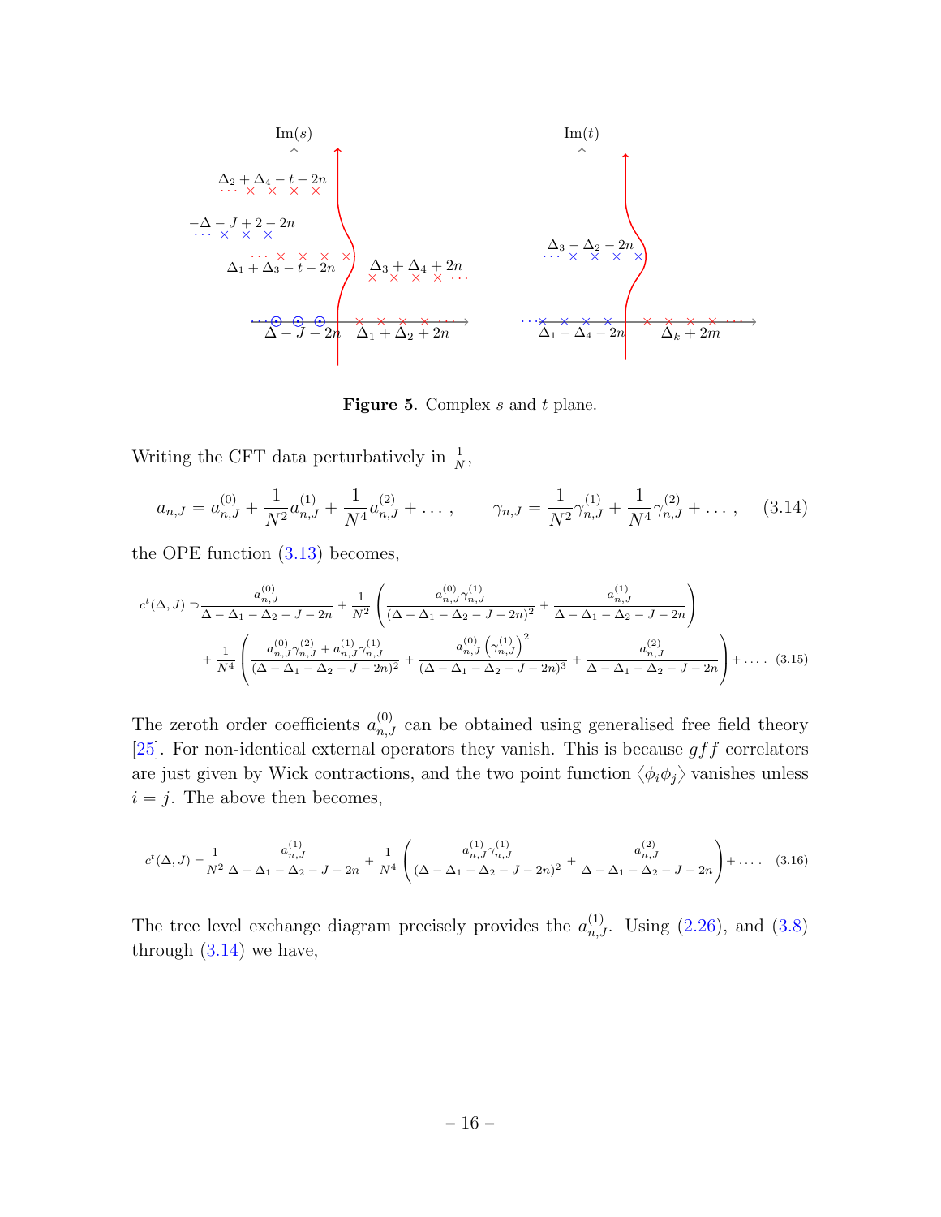**Figure 5**. Complex $s$ and $t$ plane.

Writing the CFT data perturbatively in $\frac{1}{N}$,

$$a_{n,J} = a^{(0)}_{n,J} + \frac{1}{N^2} a^{(1)}_{n,J} + \frac{1}{N^4} a^{(2)}_{n,J} + \dots , \qquad \gamma_{n,J} = \frac{1}{N^2}\gamma^{(1)}_{n,J} + \frac{1}{N^4}\gamma^{(2)}_{n,J} + \dots , \tag{3.14}$$

the OPE function (3.13) becomes,

$$\begin{aligned} c^t(\Delta, J) \supset & \frac{a^{(0)}_{n,J}}{\Delta - \Delta_1 - \Delta_2 - J - 2n} + \frac{1}{N^2}\left( \frac{a^{(0)}_{n,J}\gamma^{(1)}_{n,J}}{(\Delta - \Delta_1 - \Delta_2 - J - 2n)^2} + \frac{a^{(1)}_{n,J}}{\Delta - \Delta_1 - \Delta_2 - J - 2n} \right) \\ & + \frac{1}{N^4}\left( \frac{a^{(0)}_{n,J}\gamma^{(2)}_{n,J} + a^{(1)}_{n,J}\gamma^{(1)}_{n,J}}{(\Delta - \Delta_1 - \Delta_2 - J - 2n)^2} + \frac{a^{(0)}_{n,J}\left(\gamma^{(1)}_{n,J}\right)^2}{(\Delta - \Delta_1 - \Delta_2 - J - 2n)^3} + \frac{a^{(2)}_{n,J}}{\Delta - \Delta_1 - \Delta_2 - J - 2n} \right) + \dots . \end{aligned} \tag{3.15}$$

The zeroth order coefficients $a^{(0)}_{n,J}$ can be obtained using generalised free field theory [25]. For non-identical external operators they vanish. This is because $gff$ correlators are just given by Wick contractions, and the two point function $\langle \phi_i \phi_j \rangle$ vanishes unless $i = j$. The above then becomes,

$$c^t(\Delta, J) = \frac{1}{N^2}\frac{a^{(1)}_{n,J}}{\Delta - \Delta_1 - \Delta_2 - J - 2n} + \frac{1}{N^4}\left( \frac{a^{(1)}_{n,J}\gamma^{(1)}_{n,J}}{(\Delta - \Delta_1 - \Delta_2 - J - 2n)^2} + \frac{a^{(2)}_{n,J}}{\Delta - \Delta_1 - \Delta_2 - J - 2n} \right) + \dots . \tag{3.16}$$

The tree level exchange diagram precisely provides the $a^{(1)}_{n,J}$. Using (2.26), and (3.8) through (3.14) we have,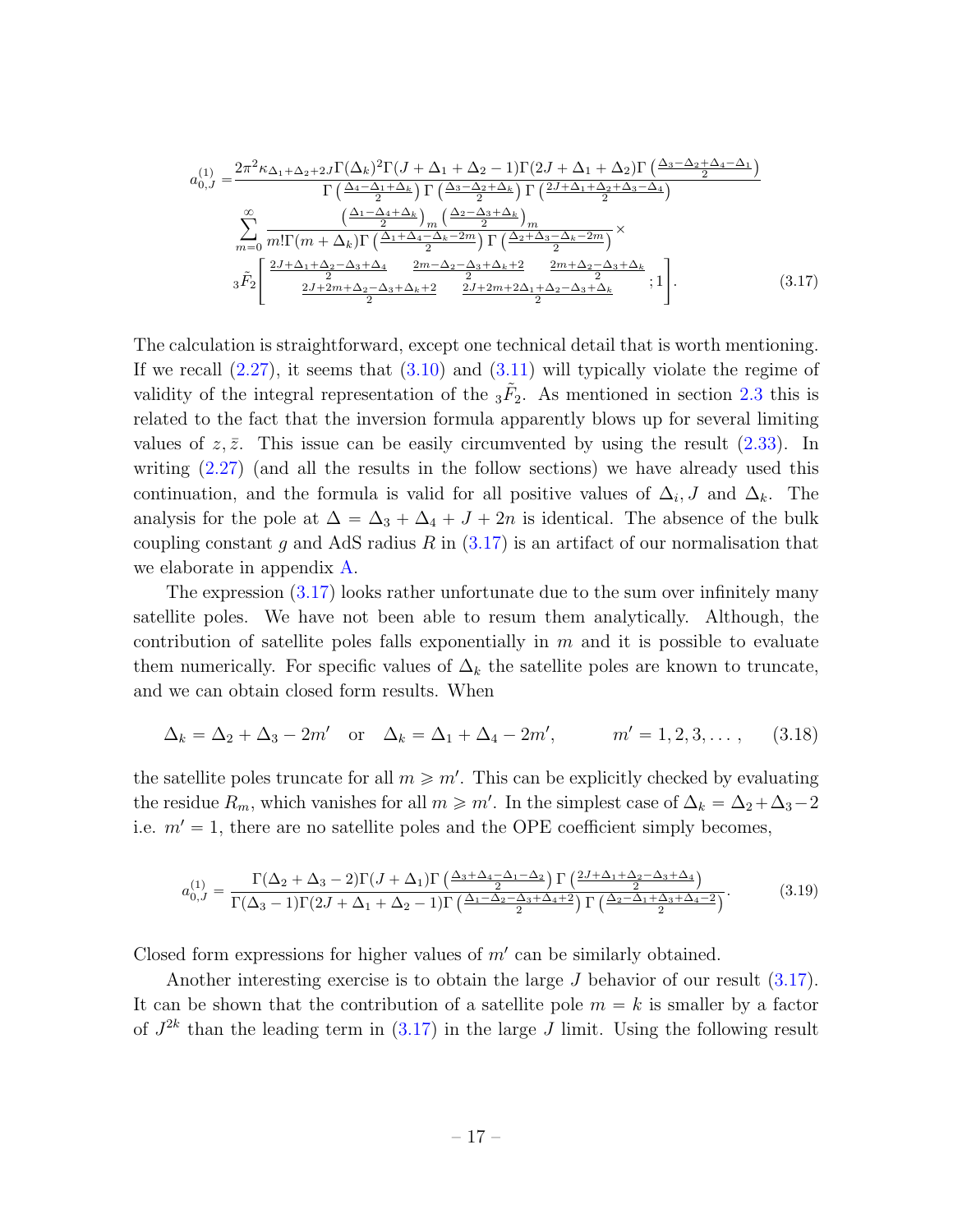$$
\begin{aligned}
a^{(1)}_{0,J} =& \frac{2\pi^2 \kappa_{\Delta_1+\Delta_2+2J}\Gamma(\Delta_k)^2\Gamma(J+\Delta_1+\Delta_2-1)\Gamma(2J+\Delta_1+\Delta_2)\Gamma\left(\frac{\Delta_3-\Delta_2+\Delta_4-\Delta_1}{2}\right)}{\Gamma\left(\frac{\Delta_4-\Delta_1+\Delta_k}{2}\right)\Gamma\left(\frac{\Delta_3-\Delta_2+\Delta_k}{2}\right)\Gamma\left(\frac{2J+\Delta_1+\Delta_2+\Delta_3-\Delta_4}{2}\right)} \\
& \sum_{m=0}^{\infty} \frac{\left(\frac{\Delta_1-\Delta_4+\Delta_k}{2}\right)_m \left(\frac{\Delta_2-\Delta_3+\Delta_k}{2}\right)_m}{m!\Gamma(m+\Delta_k)\Gamma\left(\frac{\Delta_1+\Delta_4-\Delta_k-2m}{2}\right)\Gamma\left(\frac{\Delta_2+\Delta_3-\Delta_k-2m}{2}\right)} \times \\
& {}_3\tilde{F}_2\left[\begin{matrix} \frac{2J+\Delta_1+\Delta_2-\Delta_3+\Delta_4}{2} & \frac{2m-\Delta_2-\Delta_3+\Delta_k+2}{2} & \frac{2m+\Delta_2-\Delta_3+\Delta_k}{2} \\ \frac{2J+2m+\Delta_2-\Delta_3+\Delta_k+2}{2} & \frac{2J+2m+2\Delta_1+\Delta_2-\Delta_3+\Delta_k}{2} & \end{matrix};1\right].
\end{aligned} \tag{3.17}
$$

The calculation is straightforward, except one technical detail that is worth mentioning. If we recall (2.27), it seems that (3.10) and (3.11) will typically violate the regime of validity of the integral representation of the ${}_3\tilde{F}_2$. As mentioned in section 2.3 this is related to the fact that the inversion formula apparently blows up for several limiting values of $z, \bar{z}$. This issue can be easily circumvented by using the result (2.33). In writing (2.27) (and all the results in the follow sections) we have already used this continuation, and the formula is valid for all positive values of $\Delta_i, J$ and $\Delta_k$. The analysis for the pole at $\Delta = \Delta_3 + \Delta_4 + J + 2n$ is identical. The absence of the bulk coupling constant $g$ and AdS radius $R$ in (3.17) is an artifact of our normalisation that we elaborate in appendix A.

The expression (3.17) looks rather unfortunate due to the sum over infinitely many satellite poles. We have not been able to resum them analytically. Although, the contribution of satellite poles falls exponentially in $m$ and it is possible to evaluate them numerically. For specific values of $\Delta_k$ the satellite poles are known to truncate, and we can obtain closed form results. When

$$
\Delta_k = \Delta_2 + \Delta_3 - 2m' \quad \text{or} \quad \Delta_k = \Delta_1 + \Delta_4 - 2m', \qquad m' = 1, 2, 3, \dots, \tag{3.18}
$$

the satellite poles truncate for all $m \geqslant m'$. This can be explicitly checked by evaluating the residue $R_m$, which vanishes for all $m \geqslant m'$. In the simplest case of $\Delta_k = \Delta_2 + \Delta_3 - 2$ i.e. $m' = 1$, there are no satellite poles and the OPE coefficient simply becomes,

$$
a^{(1)}_{0,J} = \frac{\Gamma(\Delta_2+\Delta_3-2)\Gamma(J+\Delta_1)\Gamma\left(\frac{\Delta_3+\Delta_4-\Delta_1-\Delta_2}{2}\right)\Gamma\left(\frac{2J+\Delta_1+\Delta_2-\Delta_3+\Delta_4}{2}\right)}{\Gamma(\Delta_3-1)\Gamma(2J+\Delta_1+\Delta_2-1)\Gamma\left(\frac{\Delta_1-\Delta_2-\Delta_3+\Delta_4+2}{2}\right)\Gamma\left(\frac{\Delta_2-\Delta_1+\Delta_3+\Delta_4-2}{2}\right)}. \tag{3.19}
$$

Closed form expressions for higher values of $m'$ can be similarly obtained.

Another interesting exercise is to obtain the large $J$ behavior of our result (3.17). It can be shown that the contribution of a satellite pole $m = k$ is smaller by a factor of $J^{2k}$ than the leading term in (3.17) in the large $J$ limit. Using the following result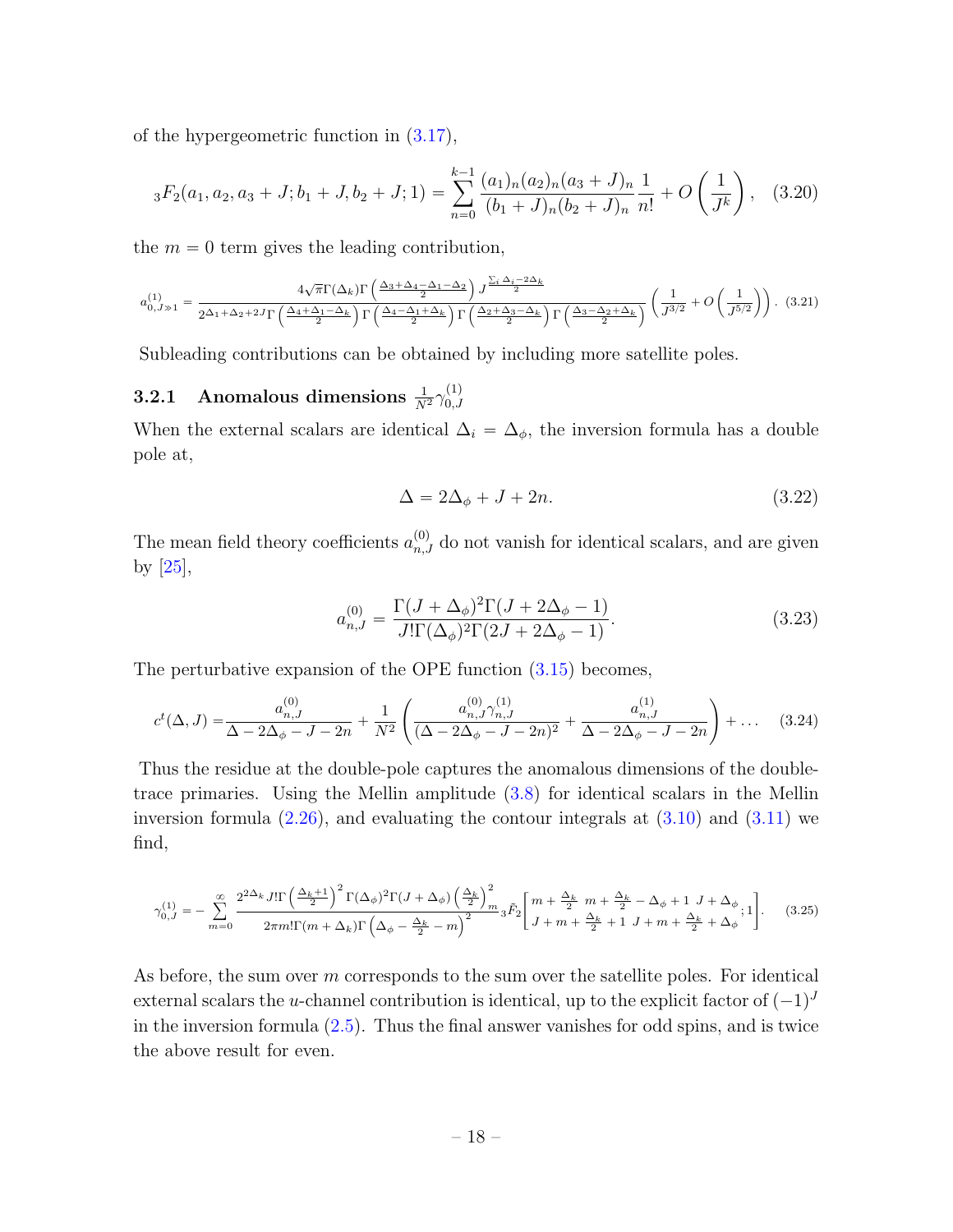of the hypergeometric function in (3.17),

$$
{}_3F_2(a_1, a_2, a_3 + J; b_1 + J, b_2 + J; 1) = \sum_{n=0}^{k-1} \frac{(a_1)_n (a_2)_n (a_3 + J)_n}{(b_1 + J)_n (b_2 + J)_n} \frac{1}{n!} + O\left(\frac{1}{J^k}\right), \quad (3.20)
$$

the $m = 0$ term gives the leading contribution,

$$
a^{(1)}_{0,J\gg 1} = \frac{4\sqrt{\pi}\Gamma(\Delta_k)\Gamma\left(\frac{\Delta_3+\Delta_4-\Delta_1-\Delta_2}{2}\right) J^{\frac{\sum_i \Delta_i - 2\Delta_k}{2}}}{2^{\Delta_1+\Delta_2+2J}\Gamma\left(\frac{\Delta_4+\Delta_1-\Delta_k}{2}\right)\Gamma\left(\frac{\Delta_4-\Delta_1+\Delta_k}{2}\right)\Gamma\left(\frac{\Delta_2+\Delta_3-\Delta_k}{2}\right)\Gamma\left(\frac{\Delta_3-\Delta_2+\Delta_k}{2}\right)} \left(\frac{1}{J^{3/2}} + O\left(\frac{1}{J^{5/2}}\right)\right). \quad (3.21)
$$

Subleading contributions can be obtained by including more satellite poles.

### 3.2.1 Anomalous dimensions $\frac{1}{N^2}\gamma^{(1)}_{0,J}$

When the external scalars are identical $\Delta_i = \Delta_\phi$, the inversion formula has a double pole at,

$$
\Delta = 2\Delta_\phi + J + 2n. \quad (3.22)
$$

The mean field theory coefficients $a^{(0)}_{n,J}$ do not vanish for identical scalars, and are given by [25],

$$
a^{(0)}_{n,J} = \frac{\Gamma(J+\Delta_\phi)^2\Gamma(J+2\Delta_\phi-1)}{J!\Gamma(\Delta_\phi)^2\Gamma(2J+2\Delta_\phi-1)}. \quad (3.23)
$$

The perturbative expansion of the OPE function (3.15) becomes,

$$
c^t(\Delta, J) = \frac{a^{(0)}_{n,J}}{\Delta - 2\Delta_\phi - J - 2n} + \frac{1}{N^2}\left(\frac{a^{(0)}_{n,J}\gamma^{(1)}_{n,J}}{(\Delta - 2\Delta_\phi - J - 2n)^2} + \frac{a^{(1)}_{n,J}}{\Delta - 2\Delta_\phi - J - 2n}\right) + \ldots \quad (3.24)
$$

Thus the residue at the double-pole captures the anomalous dimensions of the double-trace primaries. Using the Mellin amplitude (3.8) for identical scalars in the Mellin inversion formula (2.26), and evaluating the contour integrals at (3.10) and (3.11) we find,

$$
\gamma^{(1)}_{0,J} = -\sum_{m=0}^{\infty} \frac{2^{2\Delta_k} J! \Gamma\left(\frac{\Delta_k+1}{2}\right)^2 \Gamma(\Delta_\phi)^2 \Gamma(J+\Delta_\phi)\left(\frac{\Delta_k}{2}\right)^2_m}{2\pi m! \Gamma(m+\Delta_k)\Gamma\left(\Delta_\phi - \frac{\Delta_k}{2} - m\right)^2} {}_3\tilde{F}_2\left[\begin{matrix} m+\frac{\Delta_k}{2} & m+\frac{\Delta_k}{2}-\Delta_\phi+1 & J+\Delta_\phi \\ J+m+\frac{\Delta_k}{2}+1 & J+m+\frac{\Delta_k}{2}+\Delta_\phi & \end{matrix}; 1\right]. \quad (3.25)
$$

As before, the sum over $m$ corresponds to the sum over the satellite poles. For identical external scalars the $u$-channel contribution is identical, up to the explicit factor of $(-1)^J$ in the inversion formula (2.5). Thus the final answer vanishes for odd spins, and is twice the above result for even.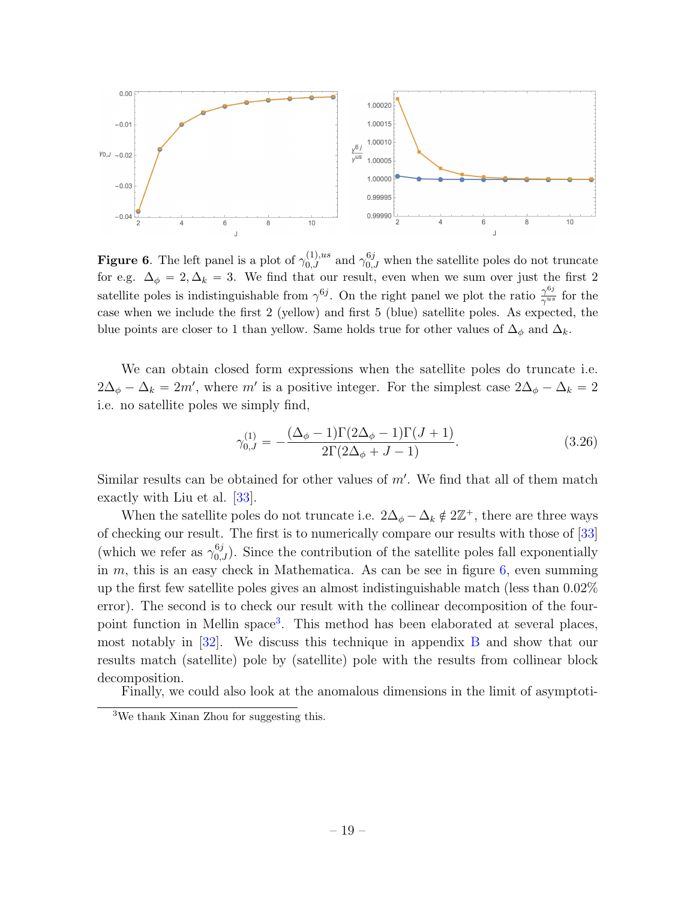**Figure 6**. The left panel is a plot of $\gamma_{0,J}^{(1),us}$ and $\gamma_{0,J}^{6j}$ when the satellite poles do not truncate for e.g. $\Delta_\phi = 2, \Delta_k = 3$. We find that our result, even when we sum over just the first 2 satellite poles is indistinguishable from $\gamma^{6j}$. On the right panel we plot the ratio $\frac{\gamma^{6j}}{\gamma^{us}}$ for the case when we include the first 2 (yellow) and first 5 (blue) satellite poles. As expected, the blue points are closer to 1 than yellow. Same holds true for other values of $\Delta_\phi$ and $\Delta_k$.

We can obtain closed form expressions when the satellite poles do truncate i.e. $2\Delta_\phi - \Delta_k = 2m'$, where $m'$ is a positive integer. For the simplest case $2\Delta_\phi - \Delta_k = 2$ i.e. no satellite poles we simply find,

$$\gamma_{0,J}^{(1)} = -\frac{(\Delta_\phi - 1)\Gamma(2\Delta_\phi - 1)\Gamma(J+1)}{2\Gamma(2\Delta_\phi + J - 1)}. \tag{3.26}$$

Similar results can be obtained for other values of $m'$. We find that all of them match exactly with Liu et al. [33].

When the satellite poles do not truncate i.e. $2\Delta_\phi - \Delta_k \notin 2\mathbb{Z}^+$, there are three ways of checking our result. The first is to numerically compare our results with those of [33] (which we refer as $\gamma_{0,J}^{6j}$). Since the contribution of the satellite poles fall exponentially in $m$, this is an easy check in Mathematica. As can be see in figure 6, even summing up the first few satellite poles gives an almost indistinguishable match (less than 0.02% error). The second is to check our result with the collinear decomposition of the four-point function in Mellin space[3]. This method has been elaborated at several places, most notably in [32]. We discuss this technique in appendix B and show that our results match (satellite) pole by (satellite) pole with the results from collinear block decomposition.

Finally, we could also look at the anomalous dimensions in the limit of asymptoti-

[3]We thank Xinan Zhou for suggesting this.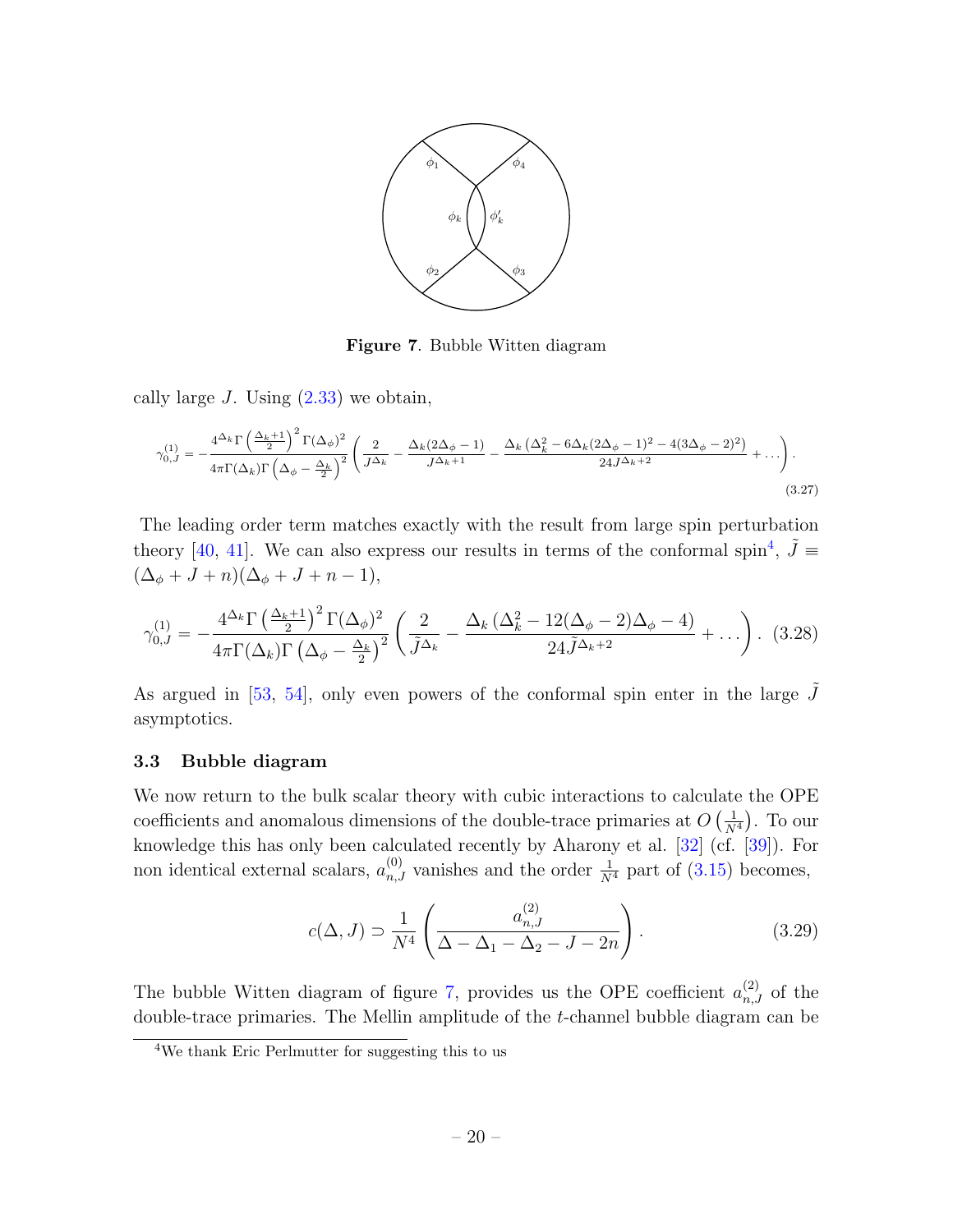Figure 7. Bubble Witten diagram

cally large $J$. Using (2.33) we obtain,

$$\gamma_{0,J}^{(1)} = -\frac{4^{\Delta_k}\Gamma\left(\frac{\Delta_k+1}{2}\right)^2\Gamma(\Delta_\phi)^2}{4\pi\Gamma(\Delta_k)\Gamma\left(\Delta_\phi-\frac{\Delta_k}{2}\right)^2}\left(\frac{2}{J^{\Delta_k}}-\frac{\Delta_k(2\Delta_\phi-1)}{J^{\Delta_k+1}}-\frac{\Delta_k\left(\Delta_k^2-6\Delta_k(2\Delta_\phi-1)^2-4(3\Delta_\phi-2)^2\right)}{24J^{\Delta_k+2}}+\dots\right). \tag{3.27}$$

The leading order term matches exactly with the result from large spin perturbation theory [40, 41]. We can also express our results in terms of the conformal spin[4], $\tilde{J}\equiv(\Delta_\phi+J+n)(\Delta_\phi+J+n-1)$,

$$\gamma_{0,J}^{(1)} = -\frac{4^{\Delta_k}\Gamma\left(\frac{\Delta_k+1}{2}\right)^2\Gamma(\Delta_\phi)^2}{4\pi\Gamma(\Delta_k)\Gamma\left(\Delta_\phi-\frac{\Delta_k}{2}\right)^2}\left(\frac{2}{\tilde{J}^{\Delta_k}}-\frac{\Delta_k\left(\Delta_k^2-12(\Delta_\phi-2)\Delta_\phi-4\right)}{24\tilde{J}^{\Delta_k+2}}+\dots\right). \tag{3.28}$$

As argued in [53, 54], only even powers of the conformal spin enter in the large $\tilde{J}$ asymptotics.

### 3.3 Bubble diagram

We now return to the bulk scalar theory with cubic interactions to calculate the OPE coefficients and anomalous dimensions of the double-trace primaries at $O\left(\frac{1}{N^4}\right)$. To our knowledge this has only been calculated recently by Aharony et al. [32] (cf. [39]). For non identical external scalars, $a_{n,J}^{(0)}$ vanishes and the order $\frac{1}{N^4}$ part of (3.15) becomes,

$$c(\Delta,J)\supset\frac{1}{N^4}\left(\frac{a_{n,J}^{(2)}}{\Delta-\Delta_1-\Delta_2-J-2n}\right). \tag{3.29}$$

The bubble Witten diagram of figure 7, provides us the OPE coefficient $a_{n,J}^{(2)}$ of the double-trace primaries. The Mellin amplitude of the $t$-channel bubble diagram can be

[4] We thank Eric Perlmutter for suggesting this to us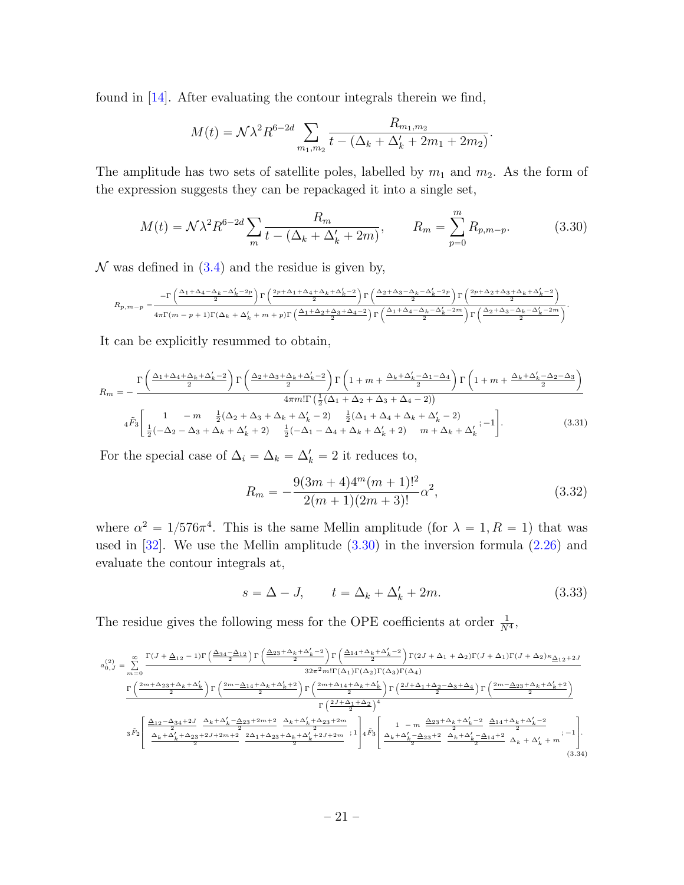found in [14]. After evaluating the contour integrals therein we find,

$$M(t) = \mathcal{N}\lambda^2 R^{6-2d} \sum_{m_1,m_2} \frac{R_{m_1,m_2}}{t - (\Delta_k + \Delta_k' + 2m_1 + 2m_2)}.$$

The amplitude has two sets of satellite poles, labelled by $m_1$ and $m_2$. As the form of the expression suggests they can be repackaged it into a single set,

$$M(t) = \mathcal{N}\lambda^2 R^{6-2d} \sum_m \frac{R_m}{t - (\Delta_k + \Delta_k' + 2m)}, \qquad R_m = \sum_{p=0}^{m} R_{p,m-p}. \tag{3.30}$$

$\mathcal{N}$ was defined in (3.4) and the residue is given by,

$$R_{p,m-p} = \frac{-\Gamma\left(\frac{\Delta_1+\Delta_4-\Delta_k-\Delta_k'-2p}{2}\right)\Gamma\left(\frac{2p+\Delta_1+\Delta_4+\Delta_k+\Delta_k'-2}{2}\right)\Gamma\left(\frac{\Delta_2+\Delta_3-\Delta_k-\Delta_k'-2p}{2}\right)\Gamma\left(\frac{2p+\Delta_2+\Delta_3+\Delta_k+\Delta_k'-2}{2}\right)}{4\pi\Gamma(m-p+1)\Gamma(\Delta_k+\Delta_k'+m+p)\Gamma\left(\frac{\Delta_1+\Delta_2+\Delta_3+\Delta_4-2}{2}\right)\Gamma\left(\frac{\Delta_1+\Delta_4-\Delta_k-\Delta_k'-2m}{2}\right)\Gamma\left(\frac{\Delta_2+\Delta_3-\Delta_k-\Delta_k'-2m}{2}\right)}.$$

It can be explicitly resummed to obtain,

$$R_m = -\frac{\Gamma\left(\frac{\Delta_1+\Delta_4+\Delta_k+\Delta_k'-2}{2}\right)\Gamma\left(\frac{\Delta_2+\Delta_3+\Delta_k+\Delta_k'-2}{2}\right)\Gamma\left(1+m+\frac{\Delta_k+\Delta_k'-\Delta_1-\Delta_4}{2}\right)\Gamma\left(1+m+\frac{\Delta_k+\Delta_k'-\Delta_2-\Delta_3}{2}\right)}{4\pi m!\Gamma\left(\frac{1}{2}(\Delta_1+\Delta_2+\Delta_3+\Delta_4-2)\right)}$$
$${}_4\tilde{F}_3\left[\begin{matrix} 1 & -m & \frac{1}{2}(\Delta_2+\Delta_3+\Delta_k+\Delta_k'-2) & \frac{1}{2}(\Delta_1+\Delta_4+\Delta_k+\Delta_k'-2) \\ \frac{1}{2}(-\Delta_2-\Delta_3+\Delta_k+\Delta_k'+2) & \frac{1}{2}(-\Delta_1-\Delta_4+\Delta_k+\Delta_k'+2) & m+\Delta_k+\Delta_k' & \end{matrix};-1\right]. \tag{3.31}$$

For the special case of $\Delta_i = \Delta_k = \Delta_k' = 2$ it reduces to,

$$R_m = -\frac{9(3m+4)4^m(m+1)!^2}{2(m+1)(2m+3)!}\alpha^2, \tag{3.32}$$

where $\alpha^2 = 1/576\pi^4$. This is the same Mellin amplitude (for $\lambda = 1, R = 1$) that was used in [32]. We use the Mellin amplitude (3.30) in the inversion formula (2.26) and evaluate the contour integrals at,

$$s = \Delta - J, \qquad t = \Delta_k + \Delta_k' + 2m. \tag{3.33}$$

The residue gives the following mess for the OPE coefficients at order $\frac{1}{N^4}$,

$$a_{0,J}^{(2)} = \sum_{m=0}^{\infty} \frac{\Gamma(J+\underline{\Delta}_{12}-1)\Gamma\left(\frac{\underline{\Delta}_{34}-\underline{\Delta}_{12}}{2}\right)\Gamma\left(\frac{\underline{\Delta}_{23}+\Delta_k+\Delta_k'-2}{2}\right)\Gamma\left(\frac{\underline{\Delta}_{14}+\Delta_k+\Delta_k'-2}{2}\right)\Gamma(2J+\Delta_1+\Delta_2)\Gamma(J+\Delta_1)\Gamma(J+\Delta_2)\kappa_{\underline{\Delta}_{12}+2J}}{32\pi^2 m!\Gamma(\Delta_1)\Gamma(\Delta_2)\Gamma(\Delta_3)\Gamma(\Delta_4)}$$
$$\frac{\Gamma\left(\frac{2m+\Delta_{23}+\Delta_k+\Delta_k'}{2}\right)\Gamma\left(\frac{2m-\underline{\Delta}_{14}+\Delta_k+\Delta_k'+2}{2}\right)\Gamma\left(\frac{2m+\Delta_{14}+\Delta_k+\Delta_k'}{2}\right)\Gamma\left(\frac{2J+\Delta_1+\Delta_2-\Delta_3+\Delta_4}{2}\right)\Gamma\left(\frac{2m-\underline{\Delta}_{23}+\Delta_k+\Delta_k'+2}{2}\right)}{\Gamma\left(\frac{2J+\Delta_1+\Delta_2}{2}\right)^4}$$
$${}_3\tilde{F}_2\left[\begin{matrix} \frac{\underline{\Delta}_{12}-\underline{\Delta}_{34}+2J}{2} & \frac{\Delta_k+\Delta_k'-\underline{\Delta}_{23}+2m+2}{2} & \frac{\Delta_k+\Delta_k'+\underline{\Delta}_{23}+2m}{2} \\ \frac{\Delta_k+\Delta_k'+\underline{\Delta}_{23}+2J+2m+2}{2} & \frac{2\Delta_1+\underline{\Delta}_{23}+\Delta_k+\Delta_k'+2J+2m}{2} & \end{matrix};1\right]{}_4\tilde{F}_3\left[\begin{matrix} 1 & -m & \frac{\underline{\Delta}_{23}+\Delta_k+\Delta_k'-2}{2} & \frac{\underline{\Delta}_{14}+\Delta_k+\Delta_k'-2}{2} \\ \frac{\Delta_k+\Delta_k'-\underline{\Delta}_{23}+2}{2} & \frac{\Delta_k+\Delta_k'-\underline{\Delta}_{14}+2}{2} & \Delta_k+\Delta_k'+m & \end{matrix};-1\right]. \tag{3.34}$$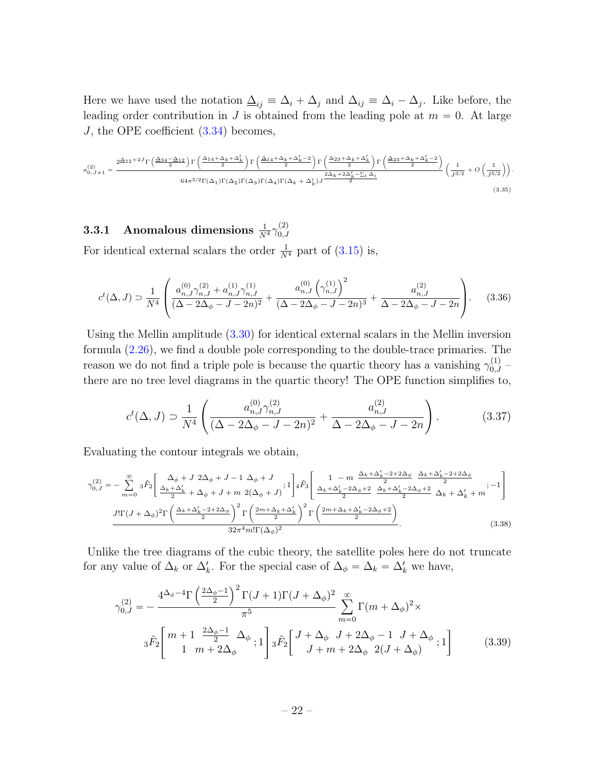Here we have used the notation $\underline{\Delta}_{ij} \equiv \Delta_i + \Delta_j$ and $\Delta_{ij} \equiv \Delta_i - \Delta_j$. Like before, the leading order contribution in $J$ is obtained from the leading pole at $m = 0$. At large $J$, the OPE coefficient (3.34) becomes,

$$a^{(2)}_{0,J\gg 1} = \frac{2^{\underline{\Delta}_{12}+2J}\Gamma\left(\frac{\underline{\Delta}_{34}-\underline{\Delta}_{12}}{2}\right)\Gamma\left(\frac{\Delta_{14}+\Delta_k+\Delta'_k}{2}\right)\Gamma\left(\frac{\underline{\Delta}_{14}+\Delta_k+\Delta'_k-2}{2}\right)\Gamma\left(\frac{\Delta_{23}+\Delta_k+\Delta'_k}{2}\right)\Gamma\left(\frac{\underline{\Delta}_{23}+\Delta_k+\Delta'_k-2}{2}\right)}{64\pi^{5/2}\Gamma(\Delta_1)\Gamma(\Delta_2)\Gamma(\Delta_3)\Gamma(\Delta_4)\Gamma(\Delta_k+\Delta'_k)J^{\frac{2\Delta_k+2\Delta'_k-\sum_i\Delta_i}{2}}}\left(\frac{1}{J^{3/2}}+O\left(\frac{1}{J^{5/2}}\right)\right). \tag{3.35}$$

### 3.3.1 Anomalous dimensions $\frac{1}{N^4}\gamma^{(2)}_{0,J}$

For identical external scalars the order $\frac{1}{N^4}$ part of (3.15) is,

$$c^t(\Delta, J) \supset \frac{1}{N^4}\left(\frac{a^{(0)}_{n,J}\gamma^{(2)}_{n,J} + a^{(1)}_{n,J}\gamma^{(1)}_{n,J}}{(\Delta - 2\Delta_\phi - J - 2n)^2} + \frac{a^{(0)}_{n,J}\left(\gamma^{(1)}_{n,J}\right)^2}{(\Delta - 2\Delta_\phi - J - 2n)^3} + \frac{a^{(2)}_{n,J}}{\Delta - 2\Delta_\phi - J - 2n}\right). \tag{3.36}$$

Using the Mellin amplitude (3.30) for identical external scalars in the Mellin inversion formula (2.26), we find a double pole corresponding to the double-trace primaries. The reason we do not find a triple pole is because the quartic theory has a vanishing $\gamma^{(1)}_{0,J}$ – there are no tree level diagrams in the quartic theory! The OPE function simplifies to,

$$c^t(\Delta, J) \supset \frac{1}{N^4}\left(\frac{a^{(0)}_{n,J}\gamma^{(2)}_{n,J}}{(\Delta - 2\Delta_\phi - J - 2n)^2} + \frac{a^{(2)}_{n,J}}{\Delta - 2\Delta_\phi - J - 2n}\right). \tag{3.37}$$

Evaluating the contour integrals we obtain,

$$\gamma^{(2)}_{0,J} = -\sum_{m=0}^{\infty} {}_3\tilde{F}_2\left[\begin{matrix}\Delta_\phi + J \;\; 2\Delta_\phi + J - 1 \;\; \Delta_\phi + J \\ \frac{\Delta_k+\Delta'_k}{2} + \Delta_\phi + J + m \;\; 2(\Delta_\phi + J)\end{matrix}; 1\right] {}_4\tilde{F}_3\left[\begin{matrix}1 \;\; -m \;\; \frac{\Delta_k+\Delta'_k-2+2\Delta_\phi}{2} \;\; \frac{\Delta_k+\Delta'_k-2+2\Delta_\phi}{2} \\ \frac{\Delta_k+\Delta'_k-2\Delta_\phi+2}{2} \;\; \frac{\Delta_k+\Delta'_k-2\Delta_\phi+2}{2} \;\; \Delta_k+\Delta'_k+m\end{matrix}; -1\right]$$
$$\frac{J!\Gamma(J+\Delta_\phi)^2\Gamma\left(\frac{\Delta_k+\Delta'_k-2+2\Delta_\phi}{2}\right)^2\Gamma\left(\frac{2m+\Delta_k+\Delta'_k}{2}\right)^2\Gamma\left(\frac{2m+\Delta_k+\Delta'_k-2\Delta_\phi+2}{2}\right)}{32\pi^4 m!\Gamma(\Delta_\phi)^2}. \tag{3.38}$$

Unlike the tree diagrams of the cubic theory, the satellite poles here do not truncate for any value of $\Delta_k$ or $\Delta'_k$. For the special case of $\Delta_\phi = \Delta_k = \Delta'_k$ we have,

$$\gamma^{(2)}_{0,J} = -\frac{4^{\Delta_\phi-4}\Gamma\left(\frac{2\Delta_\phi-1}{2}\right)^2\Gamma(J+1)\Gamma(J+\Delta_\phi)^2}{\pi^5}\sum_{m=0}^{\infty}\Gamma(m+\Delta_\phi)^2\times$$
$${}_3\tilde{F}_2\left[\begin{matrix}m+1 \;\; \frac{2\Delta_\phi-1}{2} \;\; \Delta_\phi \\ 1 \;\; m+2\Delta_\phi\end{matrix}; 1\right] {}_3\tilde{F}_2\left[\begin{matrix}J+\Delta_\phi \;\; J+2\Delta_\phi-1 \;\; J+\Delta_\phi \\ J+m+2\Delta_\phi \;\; 2(J+\Delta_\phi)\end{matrix}; 1\right] \tag{3.39}$$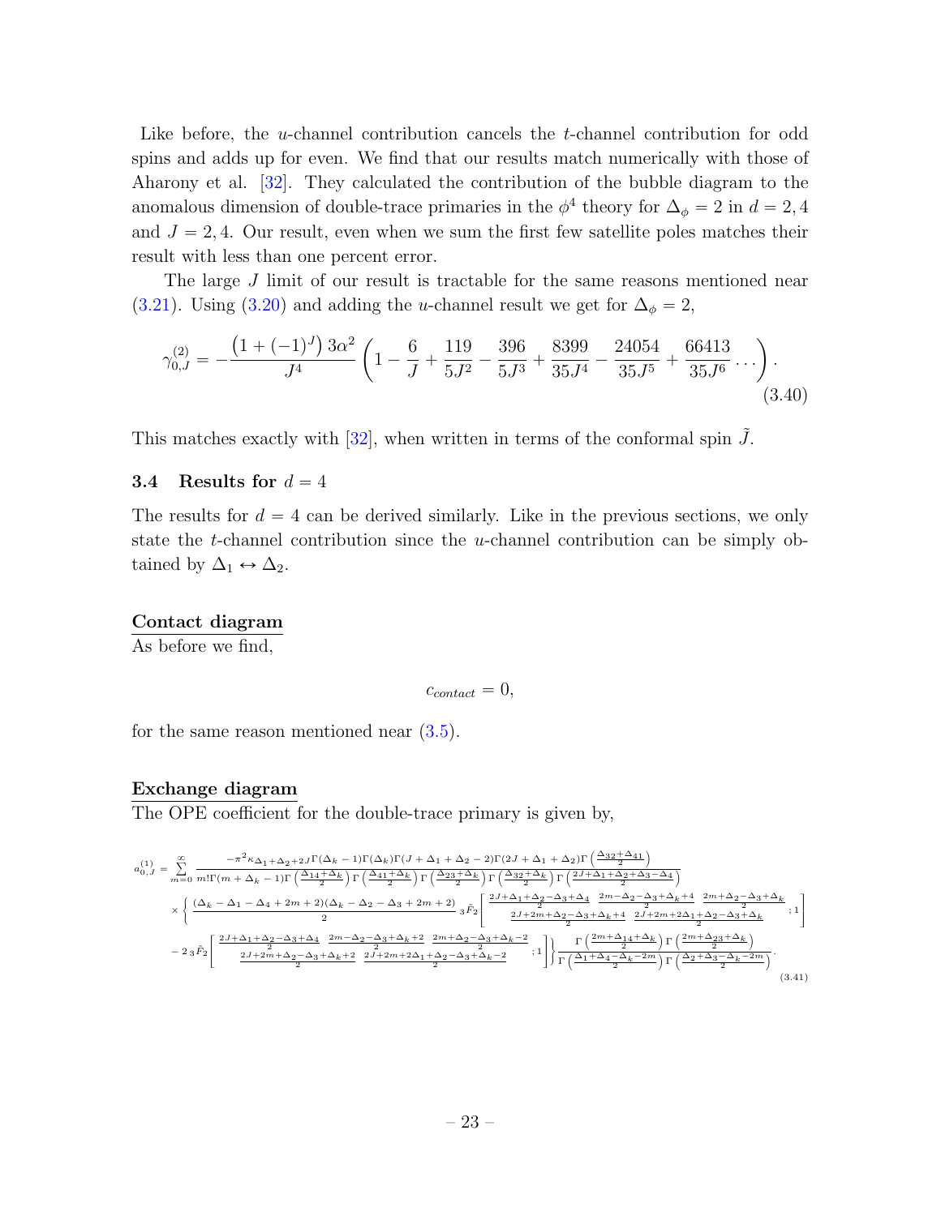Like before, the $u$-channel contribution cancels the $t$-channel contribution for odd spins and adds up for even. We find that our results match numerically with those of Aharony et al. [32]. They calculated the contribution of the bubble diagram to the anomalous dimension of double-trace primaries in the $\phi^4$ theory for $\Delta_\phi = 2$ in $d = 2, 4$ and $J = 2, 4$. Our result, even when we sum the first few satellite poles matches their result with less than one percent error.

The large $J$ limit of our result is tractable for the same reasons mentioned near (3.21). Using (3.20) and adding the $u$-channel result we get for $\Delta_\phi = 2$,

$$\gamma^{(2)}_{0,J} = -\frac{\left(1+(-1)^J\right)3\alpha^2}{J^4}\left(1 - \frac{6}{J} + \frac{119}{5J^2} - \frac{396}{5J^3} + \frac{8399}{35J^4} - \frac{24054}{35J^5} + \frac{66413}{35J^6}\dots\right). \tag{3.40}$$

This matches exactly with [32], when written in terms of the conformal spin $\tilde{J}$.

### 3.4 Results for $d = 4$

The results for $d = 4$ can be derived similarly. Like in the previous sections, we only state the $t$-channel contribution since the $u$-channel contribution can be simply obtained by $\Delta_1 \leftrightarrow \Delta_2$.

**Contact diagram**

As before we find,

$$c_{contact} = 0,$$

for the same reason mentioned near (3.5).

**Exchange diagram**

The OPE coefficient for the double-trace primary is given by,

$$\begin{aligned}
a^{(1)}_{0,J} = \sum_{m=0}^{\infty} & \frac{-\pi^2 \kappa_{\Delta_1+\Delta_2+2J}\Gamma(\Delta_k-1)\Gamma(\Delta_k)\Gamma(J+\Delta_1+\Delta_2-2)\Gamma(2J+\Delta_1+\Delta_2)\Gamma\left(\frac{\Delta_{32}+\Delta_{41}}{2}\right)}{m!\Gamma(m+\Delta_k-1)\Gamma\left(\frac{\Delta_{14}+\Delta_k}{2}\right)\Gamma\left(\frac{\Delta_{41}+\Delta_k}{2}\right)\Gamma\left(\frac{\Delta_{23}+\Delta_k}{2}\right)\Gamma\left(\frac{\Delta_{32}+\Delta_k}{2}\right)\Gamma\left(\frac{2J+\Delta_1+\Delta_2+\Delta_3-\Delta_4}{2}\right)} \\
&\times \Bigg\{ \frac{(\Delta_k-\Delta_1-\Delta_4+2m+2)(\Delta_k-\Delta_2-\Delta_3+2m+2)}{2}\, {}_3\tilde{F}_2\left[\begin{matrix} \frac{2J+\Delta_1+\Delta_2-\Delta_3+\Delta_4}{2} & \frac{2m-\Delta_2-\Delta_3+\Delta_k+4}{2} & \frac{2m+\Delta_2-\Delta_3+\Delta_k}{2} \\ & \frac{2J+2m+\Delta_2-\Delta_3+\Delta_k+4}{2} & \frac{2J+2m+2\Delta_1+\Delta_2-\Delta_3+\Delta_k}{2} \end{matrix};1\right] \\
&- 2\, {}_3\tilde{F}_2\left[\begin{matrix} \frac{2J+\Delta_1+\Delta_2-\Delta_3+\Delta_4}{2} & \frac{2m-\Delta_2-\Delta_3+\Delta_k+2}{2} & \frac{2m+\Delta_2-\Delta_3+\Delta_k-2}{2} \\ & \frac{2J+2m+\Delta_2-\Delta_3+\Delta_k+2}{2} & \frac{2J+2m+2\Delta_1+\Delta_2-\Delta_3+\Delta_k-2}{2} \end{matrix};1\right]\Bigg\} \frac{\Gamma\left(\frac{2m+\Delta_{14}+\Delta_k}{2}\right)\Gamma\left(\frac{2m+\Delta_{23}+\Delta_k}{2}\right)}{\Gamma\left(\frac{\Delta_1+\Delta_4-\Delta_k-2m}{2}\right)\Gamma\left(\frac{\Delta_2+\Delta_3-\Delta_k-2m}{2}\right)}.
\end{aligned} \tag{3.41}$$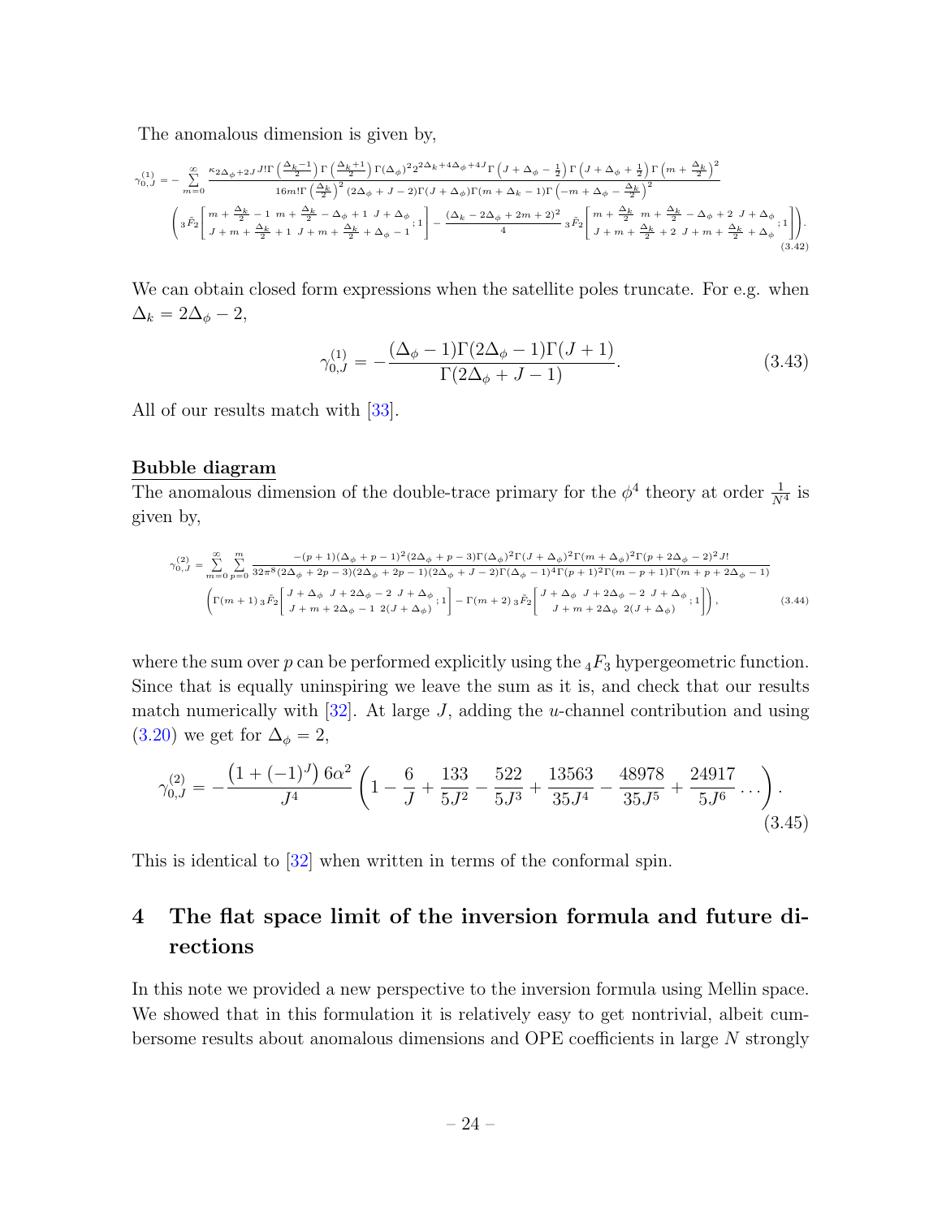The anomalous dimension is given by,

$$\gamma^{(1)}_{0,J} = -\sum_{m=0}^{\infty} \frac{\kappa_{2\Delta_\phi+2J} J!\Gamma\left(\frac{\Delta_k-1}{2}\right)\Gamma\left(\frac{\Delta_k+1}{2}\right)\Gamma(\Delta_\phi)^2 2^{2\Delta_k+4\Delta_\phi+4J}\Gamma\left(J+\Delta_\phi-\frac{1}{2}\right)\Gamma\left(J+\Delta_\phi+\frac{1}{2}\right)\Gamma\left(m+\frac{\Delta_k}{2}\right)^2}{16m!\Gamma\left(\frac{\Delta_k}{2}\right)^2(2\Delta_\phi+J-2)\Gamma(J+\Delta_\phi)\Gamma(m+\Delta_k-1)\Gamma\left(-m+\Delta_\phi-\frac{\Delta_k}{2}\right)^2}$$
$$\left({}_3\tilde{F}_2\left[\begin{matrix} m+\frac{\Delta_k}{2}-1 & m+\frac{\Delta_k}{2}-\Delta_\phi+1 & J+\Delta_\phi \\ J+m+\frac{\Delta_k}{2}+1 & J+m+\frac{\Delta_k}{2}+\Delta_\phi-1 & \end{matrix};1\right] - \frac{(\Delta_k-2\Delta_\phi+2m+2)^2}{4}\,{}_3\tilde{F}_2\left[\begin{matrix} m+\frac{\Delta_k}{2} & m+\frac{\Delta_k}{2}-\Delta_\phi+2 & J+\Delta_\phi \\ J+m+\frac{\Delta_k}{2}+2 & J+m+\frac{\Delta_k}{2}+\Delta_\phi & \end{matrix};1\right]\right). \tag{3.42}$$

We can obtain closed form expressions when the satellite poles truncate. For e.g. when $\Delta_k = 2\Delta_\phi - 2$,

$$\gamma^{(1)}_{0,J} = -\frac{(\Delta_\phi-1)\Gamma(2\Delta_\phi-1)\Gamma(J+1)}{\Gamma(2\Delta_\phi+J-1)}. \tag{3.43}$$

All of our results match with [33].

**Bubble diagram**

The anomalous dimension of the double-trace primary for the $\phi^4$ theory at order $\frac{1}{N^4}$ is given by,

$$\gamma^{(2)}_{0,J} = \sum_{m=0}^{\infty}\sum_{p=0}^{m} \frac{-(p+1)(\Delta_\phi+p-1)^2(2\Delta_\phi+p-3)\Gamma(\Delta_\phi)^2\Gamma(J+\Delta_\phi)^2\Gamma(m+\Delta_\phi)^2\Gamma(p+2\Delta_\phi-2)^2 J!}{32\pi^8(2\Delta_\phi+2p-3)(2\Delta_\phi+2p-1)(2\Delta_\phi+J-2)\Gamma(\Delta_\phi-1)^4\Gamma(p+1)^2\Gamma(m-p+1)\Gamma(m+p+2\Delta_\phi-1)}$$
$$\left(\Gamma(m+1)\,{}_3\tilde{F}_2\left[\begin{matrix} J+\Delta_\phi & J+2\Delta_\phi-2 & J+\Delta_\phi \\ J+m+2\Delta_\phi-1 & 2(J+\Delta_\phi) & \end{matrix};1\right] - \Gamma(m+2)\,{}_3\tilde{F}_2\left[\begin{matrix} J+\Delta_\phi & J+2\Delta_\phi-2 & J+\Delta_\phi \\ J+m+2\Delta_\phi & 2(J+\Delta_\phi) & \end{matrix};1\right]\right), \tag{3.44}$$

where the sum over $p$ can be performed explicitly using the ${}_4F_3$ hypergeometric function. Since that is equally uninspiring we leave the sum as it is, and check that our results match numerically with [32]. At large $J$, adding the $u$-channel contribution and using (3.20) we get for $\Delta_\phi = 2$,

$$\gamma^{(2)}_{0,J} = -\frac{\left(1+(-1)^J\right)6\alpha^2}{J^4}\left(1-\frac{6}{J}+\frac{133}{5J^2}-\frac{522}{5J^3}+\frac{13563}{35J^4}-\frac{48978}{35J^5}+\frac{24917}{5J^6}\dots\right). \tag{3.45}$$

This is identical to [32] when written in terms of the conformal spin.

# 4 The flat space limit of the inversion formula and future directions

In this note we provided a new perspective to the inversion formula using Mellin space. We showed that in this formulation it is relatively easy to get nontrivial, albeit cumbersome results about anomalous dimensions and OPE coefficients in large $N$ strongly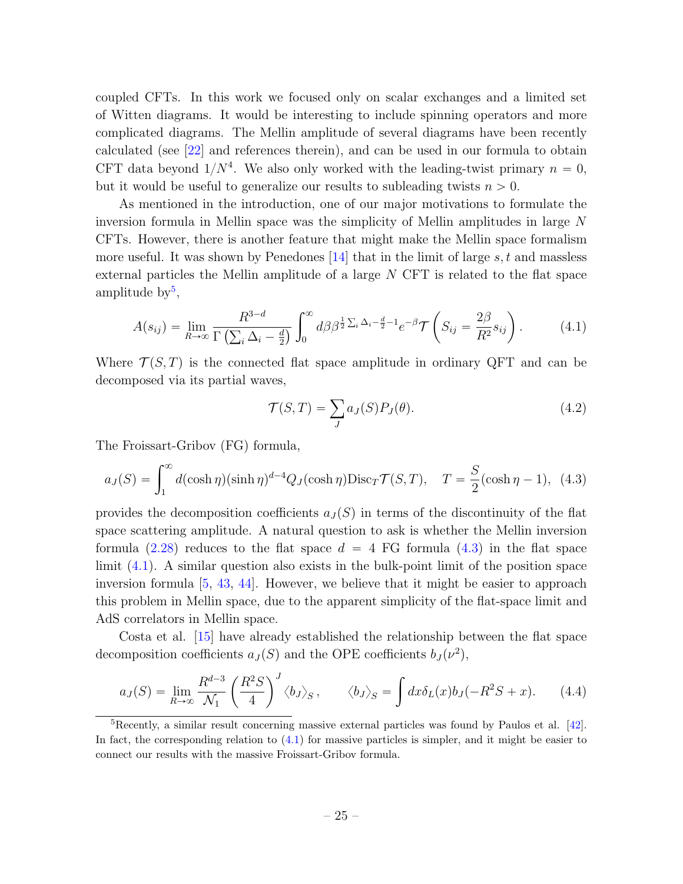coupled CFTs. In this work we focused only on scalar exchanges and a limited set of Witten diagrams. It would be interesting to include spinning operators and more complicated diagrams. The Mellin amplitude of several diagrams have been recently calculated (see [22] and references therein), and can be used in our formula to obtain CFT data beyond $1/N^4$. We also only worked with the leading-twist primary $n = 0$, but it would be useful to generalize our results to subleading twists $n > 0$.

As mentioned in the introduction, one of our major motivations to formulate the inversion formula in Mellin space was the simplicity of Mellin amplitudes in large $N$ CFTs. However, there is another feature that might make the Mellin space formalism more useful. It was shown by Penedones [14] that in the limit of large $s, t$ and massless external particles the Mellin amplitude of a large $N$ CFT is related to the flat space amplitude by[5],

$$A(s_{ij}) = \lim_{R\to\infty} \frac{R^{3-d}}{\Gamma\left(\sum_i \Delta_i - \frac{d}{2}\right)} \int_0^\infty d\beta \beta^{\frac{1}{2}\sum_i \Delta_i - \frac{d}{2} - 1} e^{-\beta} \mathcal{T}\left(S_{ij} = \frac{2\beta}{R^2} s_{ij}\right). \tag{4.1}$$

Where $\mathcal{T}(S,T)$ is the connected flat space amplitude in ordinary QFT and can be decomposed via its partial waves,

$$\mathcal{T}(S,T) = \sum_J a_J(S) P_J(\theta). \tag{4.2}$$

The Froissart-Gribov (FG) formula,

$$a_J(S) = \int_1^\infty d(\cosh\eta)(\sinh\eta)^{d-4} Q_J(\cosh\eta) \text{Disc}_T \mathcal{T}(S,T), \quad T = \frac{S}{2}(\cosh\eta - 1), \tag{4.3}$$

provides the decomposition coefficients $a_J(S)$ in terms of the discontinuity of the flat space scattering amplitude. A natural question to ask is whether the Mellin inversion formula (2.28) reduces to the flat space $d = 4$ FG formula (4.3) in the flat space limit (4.1). A similar question also exists in the bulk-point limit of the position space inversion formula [5, 43, 44]. However, we believe that it might be easier to approach this problem in Mellin space, due to the apparent simplicity of the flat-space limit and AdS correlators in Mellin space.

Costa et al. [15] have already established the relationship between the flat space decomposition coefficients $a_J(S)$ and the OPE coefficients $b_J(\nu^2)$,

$$a_J(S) = \lim_{R\to\infty} \frac{R^{d-3}}{\mathcal{N}_1} \left(\frac{R^2 S}{4}\right)^J \langle b_J \rangle_S, \qquad \langle b_J \rangle_S = \int dx \delta_L(x) b_J(-R^2 S + x). \tag{4.4}$$

[5] Recently, a similar result concerning massive external particles was found by Paulos et al. [42]. In fact, the corresponding relation to (4.1) for massive particles is simpler, and it might be easier to connect our results with the massive Froissart-Gribov formula.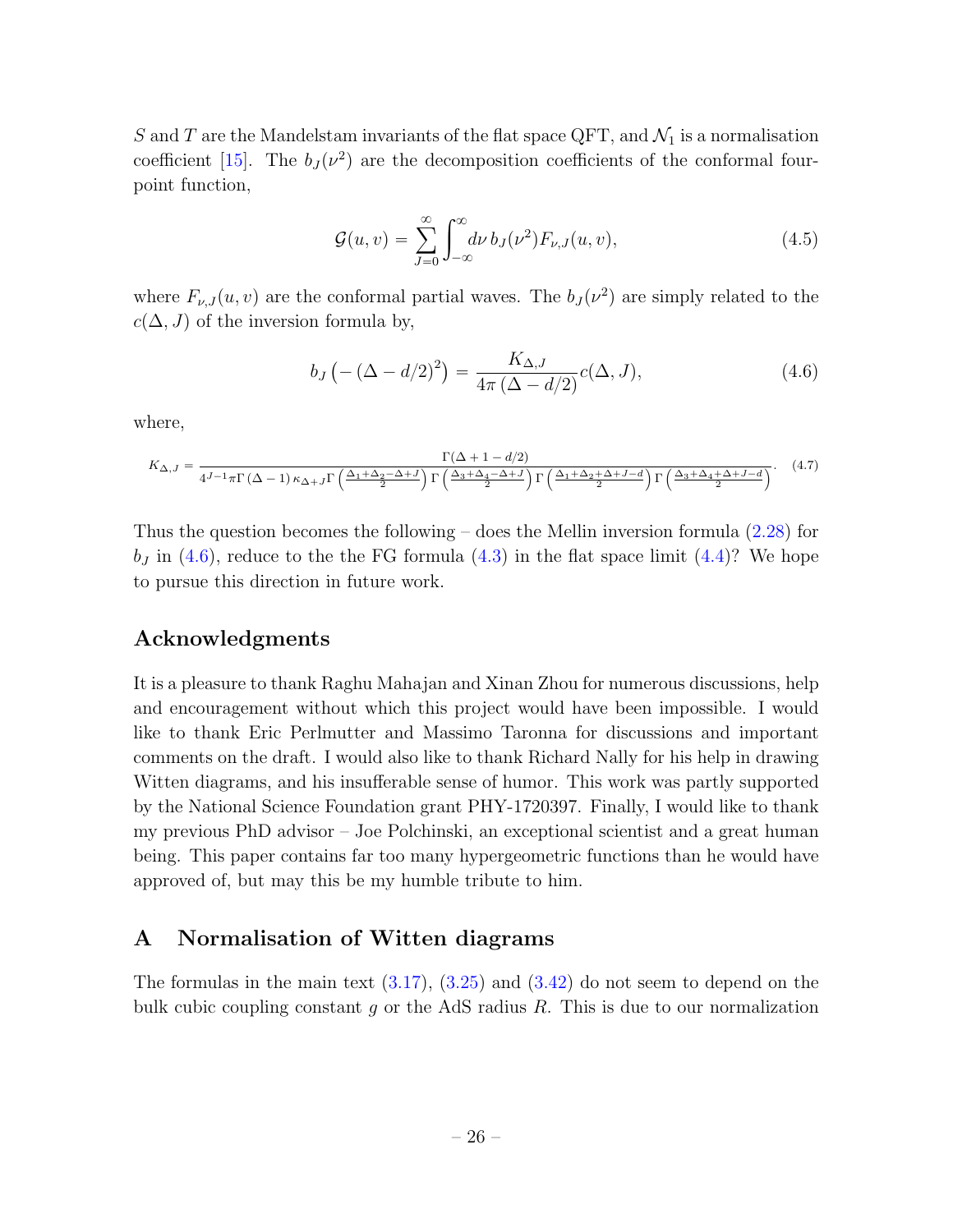$S$ and $T$ are the Mandelstam invariants of the flat space QFT, and $\mathcal{N}_1$ is a normalisation coefficient [15]. The $b_J(\nu^2)$ are the decomposition coefficients of the conformal four-point function,

$$\mathcal{G}(u,v) = \sum_{J=0}^{\infty} \int_{-\infty}^{\infty} d\nu \, b_J(\nu^2) F_{\nu,J}(u,v), \tag{4.5}$$

where $F_{\nu,J}(u,v)$ are the conformal partial waves. The $b_J(\nu^2)$ are simply related to the $c(\Delta, J)$ of the inversion formula by,

$$b_J\left(-\left(\Delta - d/2\right)^2\right) = \frac{K_{\Delta,J}}{4\pi\left(\Delta - d/2\right)} c(\Delta, J), \tag{4.6}$$

where,

$$K_{\Delta,J} = \frac{\Gamma(\Delta + 1 - d/2)}{4^{J-1}\pi\Gamma\left(\Delta - 1\right)\kappa_{\Delta+J}\Gamma\left(\frac{\Delta_1+\Delta_2-\Delta+J}{2}\right)\Gamma\left(\frac{\Delta_3+\Delta_4-\Delta+J}{2}\right)\Gamma\left(\frac{\Delta_1+\Delta_2+\Delta+J-d}{2}\right)\Gamma\left(\frac{\Delta_3+\Delta_4+\Delta+J-d}{2}\right)}. \tag{4.7}$$

Thus the question becomes the following – does the Mellin inversion formula (2.28) for $b_J$ in (4.6), reduce to the the FG formula (4.3) in the flat space limit (4.4)? We hope to pursue this direction in future work.

## Acknowledgments

It is a pleasure to thank Raghu Mahajan and Xinan Zhou for numerous discussions, help and encouragement without which this project would have been impossible. I would like to thank Eric Perlmutter and Massimo Taronna for discussions and important comments on the draft. I would also like to thank Richard Nally for his help in drawing Witten diagrams, and his insufferable sense of humor. This work was partly supported by the National Science Foundation grant PHY-1720397. Finally, I would like to thank my previous PhD advisor – Joe Polchinski, an exceptional scientist and a great human being. This paper contains far too many hypergeometric functions than he would have approved of, but may this be my humble tribute to him.

## A Normalisation of Witten diagrams

The formulas in the main text (3.17), (3.25) and (3.42) do not seem to depend on the bulk cubic coupling constant $g$ or the AdS radius $R$. This is due to our normalization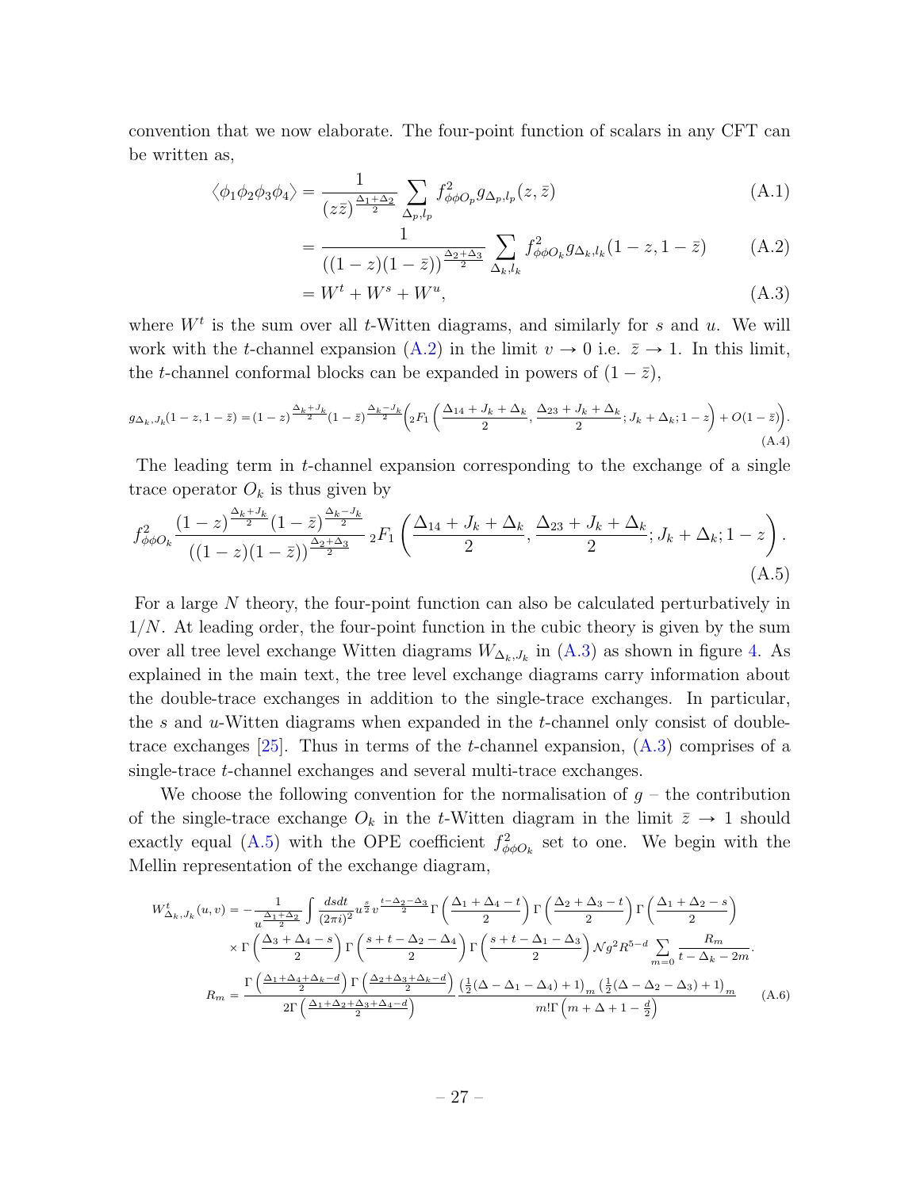convention that we now elaborate. The four-point function of scalars in any CFT can be written as,

$$\langle \phi_1\phi_2\phi_3\phi_4\rangle = \frac{1}{(z\bar{z})^{\frac{\Delta_1+\Delta_2}{2}}} \sum_{\Delta_p, l_p} f^2_{\phi\phi O_p} g_{\Delta_p, l_p}(z,\bar{z}) \tag{A.1}$$

$$= \frac{1}{((1-z)(1-\bar{z}))^{\frac{\Delta_2+\Delta_3}{2}}} \sum_{\Delta_k, l_k} f^2_{\phi\phi O_k} g_{\Delta_k, l_k}(1-z, 1-\bar{z}) \tag{A.2}$$

$$= W^t + W^s + W^u, \tag{A.3}$$

where $W^t$ is the sum over all $t$-Witten diagrams, and similarly for $s$ and $u$. We will work with the $t$-channel expansion (A.2) in the limit $v \to 0$ i.e. $\bar{z} \to 1$. In this limit, the $t$-channel conformal blocks can be expanded in powers of $(1-\bar{z})$,

$$g_{\Delta_k, J_k}(1-z, 1-\bar{z}) = (1-z)^{\frac{\Delta_k+J_k}{2}} (1-\bar{z})^{\frac{\Delta_k-J_k}{2}} \Big( {}_2F_1\left(\frac{\Delta_{14}+J_k+\Delta_k}{2}, \frac{\Delta_{23}+J_k+\Delta_k}{2}; J_k+\Delta_k; 1-z\right) + O(1-\bar{z})\Big). \tag{A.4}$$

The leading term in $t$-channel expansion corresponding to the exchange of a single trace operator $O_k$ is thus given by

$$f^2_{\phi\phi O_k} \frac{(1-z)^{\frac{\Delta_k+J_k}{2}} (1-\bar{z})^{\frac{\Delta_k-J_k}{2}}}{((1-z)(1-\bar{z}))^{\frac{\Delta_2+\Delta_3}{2}}} \, {}_2F_1\left(\frac{\Delta_{14}+J_k+\Delta_k}{2}, \frac{\Delta_{23}+J_k+\Delta_k}{2}; J_k+\Delta_k; 1-z\right). \tag{A.5}$$

For a large $N$ theory, the four-point function can also be calculated perturbatively in $1/N$. At leading order, the four-point function in the cubic theory is given by the sum over all tree level exchange Witten diagrams $W_{\Delta_k, J_k}$ in (A.3) as shown in figure 4. As explained in the main text, the tree level exchange diagrams carry information about the double-trace exchanges in addition to the single-trace exchanges. In particular, the $s$ and $u$-Witten diagrams when expanded in the $t$-channel only consist of double-trace exchanges [25]. Thus in terms of the $t$-channel expansion, (A.3) comprises of a single-trace $t$-channel exchanges and several multi-trace exchanges.

We choose the following convention for the normalisation of $g$ – the contribution of the single-trace exchange $O_k$ in the $t$-Witten diagram in the limit $\bar{z} \to 1$ should exactly equal (A.5) with the OPE coefficient $f^2_{\phi\phi O_k}$ set to one. We begin with the Mellin representation of the exchange diagram,

$$\begin{aligned} W^t_{\Delta_k, J_k}(u,v) = &-\frac{1}{u^{\frac{\Delta_1+\Delta_2}{2}}} \int \frac{ds dt}{(2\pi i)^2} u^{\frac{s}{2}} v^{\frac{t-\Delta_2-\Delta_3}{2}} \Gamma\left(\frac{\Delta_1+\Delta_4-t}{2}\right) \Gamma\left(\frac{\Delta_2+\Delta_3-t}{2}\right) \Gamma\left(\frac{\Delta_1+\Delta_2-s}{2}\right) \\ &\times \Gamma\left(\frac{\Delta_3+\Delta_4-s}{2}\right) \Gamma\left(\frac{s+t-\Delta_2-\Delta_4}{2}\right) \Gamma\left(\frac{s+t-\Delta_1-\Delta_3}{2}\right) \mathcal{N} g^2 R^{5-d} \sum_{m=0} \frac{R_m}{t-\Delta_k-2m}. \\ R_m = &\frac{\Gamma\left(\frac{\Delta_1+\Delta_4+\Delta_k-d}{2}\right) \Gamma\left(\frac{\Delta_2+\Delta_3+\Delta_k-d}{2}\right)}{2\Gamma\left(\frac{\Delta_1+\Delta_2+\Delta_3+\Delta_4-d}{2}\right)} \frac{\left(\frac{1}{2}(\Delta-\Delta_1-\Delta_4)+1\right)_m \left(\frac{1}{2}(\Delta-\Delta_2-\Delta_3)+1\right)_m}{m! \Gamma\left(m+\Delta+1-\frac{d}{2}\right)} \end{aligned} \tag{A.6}$$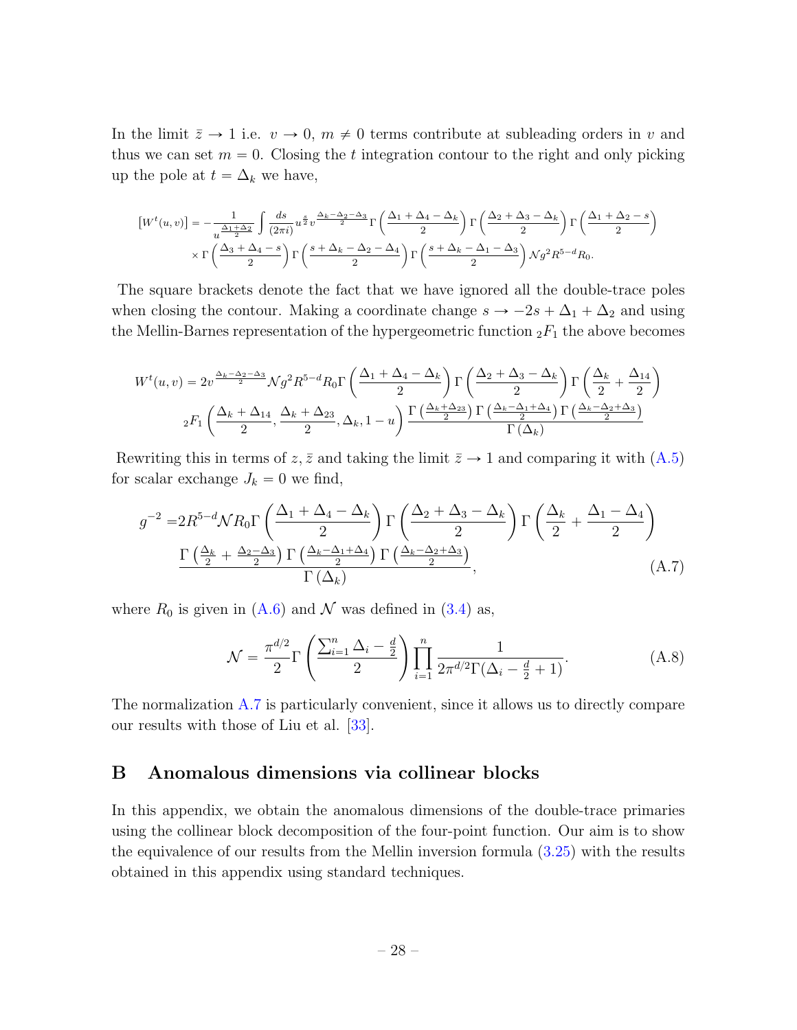In the limit $\bar{z} \to 1$ i.e. $v \to 0$, $m \neq 0$ terms contribute at subleading orders in $v$ and thus we can set $m = 0$. Closing the $t$ integration contour to the right and only picking up the pole at $t = \Delta_k$ we have,

$$[W^t(u,v)] = -\frac{1}{u^{\frac{\Delta_1+\Delta_2}{2}}} \int \frac{ds}{(2\pi i)} u^{\frac{s}{2}} v^{\frac{\Delta_k-\Delta_2-\Delta_3}{2}} \Gamma\left(\frac{\Delta_1+\Delta_4-\Delta_k}{2}\right) \Gamma\left(\frac{\Delta_2+\Delta_3-\Delta_k}{2}\right) \Gamma\left(\frac{\Delta_1+\Delta_2-s}{2}\right)$$
$$\times \Gamma\left(\frac{\Delta_3+\Delta_4-s}{2}\right) \Gamma\left(\frac{s+\Delta_k-\Delta_2-\Delta_4}{2}\right) \Gamma\left(\frac{s+\Delta_k-\Delta_1-\Delta_3}{2}\right) \mathcal{N} g^2 R^{5-d} R_0.$$

The square brackets denote the fact that we have ignored all the double-trace poles when closing the contour. Making a coordinate change $s \to -2s + \Delta_1 + \Delta_2$ and using the Mellin-Barnes representation of the hypergeometric function ${}_2F_1$ the above becomes

$$W^t(u,v) = 2v^{\frac{\Delta_k-\Delta_2-\Delta_3}{2}} \mathcal{N} g^2 R^{5-d} R_0 \Gamma\left(\frac{\Delta_1+\Delta_4-\Delta_k}{2}\right) \Gamma\left(\frac{\Delta_2+\Delta_3-\Delta_k}{2}\right) \Gamma\left(\frac{\Delta_k}{2}+\frac{\Delta_{14}}{2}\right)$$
$${}_2F_1\left(\frac{\Delta_k+\Delta_{14}}{2}, \frac{\Delta_k+\Delta_{23}}{2}, \Delta_k, 1-u\right) \frac{\Gamma\left(\frac{\Delta_k+\Delta_{23}}{2}\right) \Gamma\left(\frac{\Delta_k-\Delta_1+\Delta_4}{2}\right) \Gamma\left(\frac{\Delta_k-\Delta_2+\Delta_3}{2}\right)}{\Gamma(\Delta_k)}$$

Rewriting this in terms of $z, \bar{z}$ and taking the limit $\bar{z} \to 1$ and comparing it with (A.5) for scalar exchange $J_k = 0$ we find,

$$g^{-2} = 2R^{5-d} \mathcal{N} R_0 \Gamma\left(\frac{\Delta_1+\Delta_4-\Delta_k}{2}\right) \Gamma\left(\frac{\Delta_2+\Delta_3-\Delta_k}{2}\right) \Gamma\left(\frac{\Delta_k}{2}+\frac{\Delta_1-\Delta_4}{2}\right)$$
$$\frac{\Gamma\left(\frac{\Delta_k}{2}+\frac{\Delta_2-\Delta_3}{2}\right) \Gamma\left(\frac{\Delta_k-\Delta_1+\Delta_4}{2}\right) \Gamma\left(\frac{\Delta_k-\Delta_2+\Delta_3}{2}\right)}{\Gamma(\Delta_k)}, \tag{A.7}$$

where $R_0$ is given in (A.6) and $\mathcal{N}$ was defined in (3.4) as,

$$\mathcal{N} = \frac{\pi^{d/2}}{2} \Gamma\left(\frac{\sum_{i=1}^n \Delta_i - \frac{d}{2}}{2}\right) \prod_{i=1}^n \frac{1}{2\pi^{d/2} \Gamma(\Delta_i - \frac{d}{2} + 1)}. \tag{A.8}$$

The normalization A.7 is particularly convenient, since it allows us to directly compare our results with those of Liu et al. [33].

## B Anomalous dimensions via collinear blocks

In this appendix, we obtain the anomalous dimensions of the double-trace primaries using the collinear block decomposition of the four-point function. Our aim is to show the equivalence of our results from the Mellin inversion formula (3.25) with the results obtained in this appendix using standard techniques.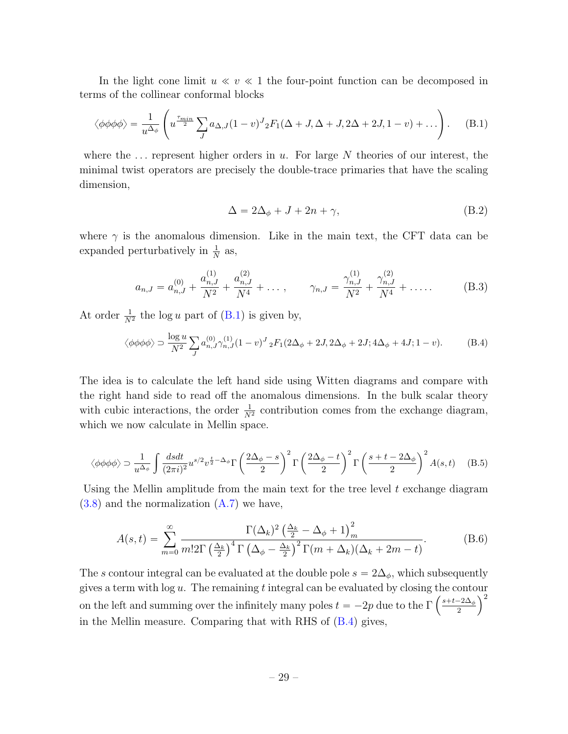In the light cone limit $u \ll v \ll 1$ the four-point function can be decomposed in terms of the collinear conformal blocks

$$\langle \phi\phi\phi\phi \rangle = \frac{1}{u^{\Delta_\phi}} \left( u^{\frac{\tau_{min}}{2}} \sum_J a_{\Delta,J} (1-v)^J {}_2F_1(\Delta + J, \Delta + J, 2\Delta + 2J, 1-v) + \dots \right). \tag{B.1}$$

where the $\dots$ represent higher orders in $u$. For large $N$ theories of our interest, the minimal twist operators are precisely the double-trace primaries that have the scaling dimension,

$$\Delta = 2\Delta_\phi + J + 2n + \gamma, \tag{B.2}$$

where $\gamma$ is the anomalous dimension. Like in the main text, the CFT data can be expanded perturbatively in $\frac{1}{N}$ as,

$$a_{n,J} = a^{(0)}_{n,J} + \frac{a^{(1)}_{n,J}}{N^2} + \frac{a^{(2)}_{n,J}}{N^4} + \dots, \qquad \gamma_{n,J} = \frac{\gamma^{(1)}_{n,J}}{N^2} + \frac{\gamma^{(2)}_{n,J}}{N^4} + \dots. \tag{B.3}$$

At order $\frac{1}{N^2}$ the $\log u$ part of (B.1) is given by,

$$\langle \phi\phi\phi\phi \rangle \supset \frac{\log u}{N^2} \sum_J a^{(0)}_{n,J} \gamma^{(1)}_{n,J} (1-v)^J {}_2F_1(2\Delta_\phi + 2J, 2\Delta_\phi + 2J; 4\Delta_\phi + 4J; 1-v). \tag{B.4}$$

The idea is to calculate the left hand side using Witten diagrams and compare with the right hand side to read off the anomalous dimensions. In the bulk scalar theory with cubic interactions, the order $\frac{1}{N^2}$ contribution comes from the exchange diagram, which we now calculate in Mellin space.

$$\langle \phi\phi\phi\phi \rangle \supset \frac{1}{u^{\Delta_\phi}} \int \frac{ds dt}{(2\pi i)^2} u^{s/2} v^{\frac{t}{2} - \Delta_\phi} \Gamma\left(\frac{2\Delta_\phi - s}{2}\right)^2 \Gamma\left(\frac{2\Delta_\phi - t}{2}\right)^2 \Gamma\left(\frac{s + t - 2\Delta_\phi}{2}\right)^2 A(s,t) \tag{B.5}$$

Using the Mellin amplitude from the main text for the tree level $t$ exchange diagram (3.8) and the normalization (A.7) we have,

$$A(s,t) = \sum_{m=0}^{\infty} \frac{\Gamma(\Delta_k)^2 \left(\frac{\Delta_k}{2} - \Delta_\phi + 1\right)_m^2}{m! 2\Gamma\left(\frac{\Delta_k}{2}\right)^4 \Gamma\left(\Delta_\phi - \frac{\Delta_k}{2}\right)^2 \Gamma(m + \Delta_k)(\Delta_k + 2m - t)}. \tag{B.6}$$

The $s$ contour integral can be evaluated at the double pole $s = 2\Delta_\phi$, which subsequently gives a term with $\log u$. The remaining $t$ integral can be evaluated by closing the contour on the left and summing over the infinitely many poles $t = -2p$ due to the $\Gamma\left(\frac{s+t-2\Delta_\phi}{2}\right)^2$ in the Mellin measure. Comparing that with RHS of (B.4) gives,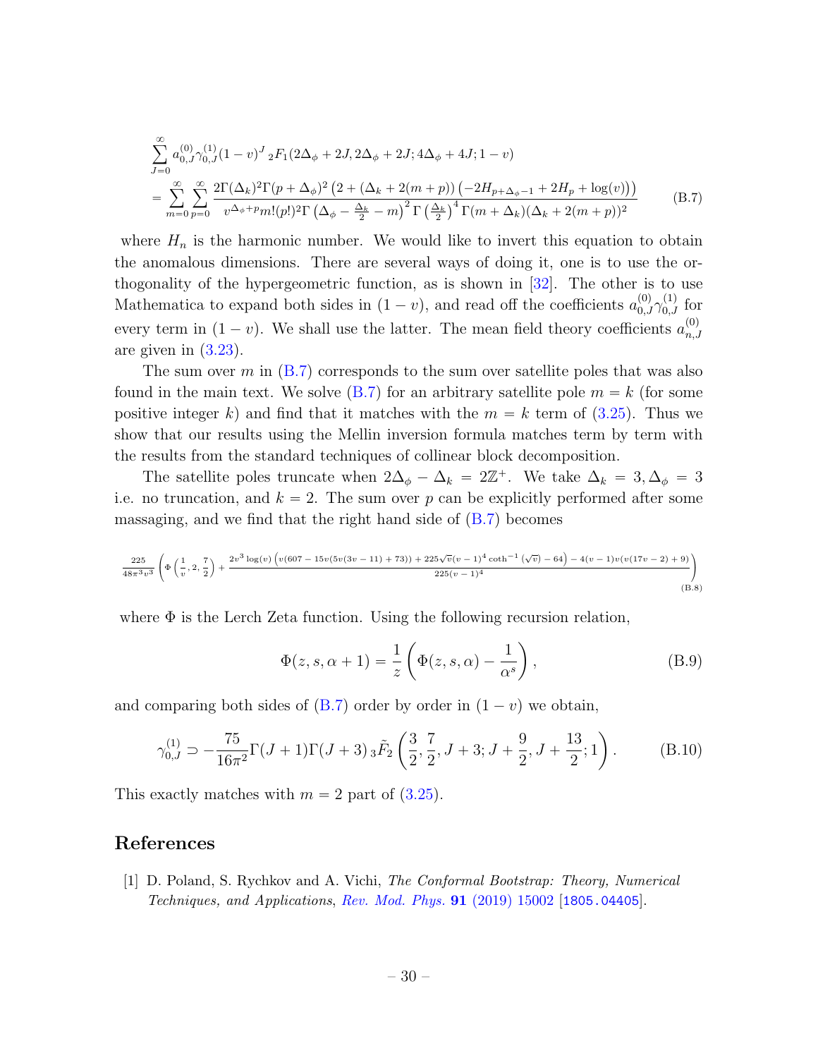$$
\begin{aligned}
&\sum_{J=0}^{\infty} a_{0,J}^{(0)}\gamma_{0,J}^{(1)}(1-v)^J\,{}_2F_1(2\Delta_\phi+2J,2\Delta_\phi+2J;4\Delta_\phi+4J;1-v)\\
&=\sum_{m=0}^{\infty}\sum_{p=0}^{\infty}\frac{2\Gamma(\Delta_k)^2\Gamma(p+\Delta_\phi)^2\left(2+(\Delta_k+2(m+p))\left(-2H_{p+\Delta_\phi-1}+2H_p+\log(v)\right)\right)}{v^{\Delta_\phi+p}m!(p!)^2\Gamma\left(\Delta_\phi-\frac{\Delta_k}{2}-m\right)^2\Gamma\left(\frac{\Delta_k}{2}\right)^4\Gamma(m+\Delta_k)(\Delta_k+2(m+p))^2}
\end{aligned}
\tag{B.7}
$$

where $H_n$ is the harmonic number. We would like to invert this equation to obtain the anomalous dimensions. There are several ways of doing it, one is to use the orthogonality of the hypergeometric function, as is shown in [32]. The other is to use Mathematica to expand both sides in $(1-v)$, and read off the coefficients $a_{0,J}^{(0)}\gamma_{0,J}^{(1)}$ for every term in $(1-v)$. We shall use the latter. The mean field theory coefficients $a_{n,J}^{(0)}$ are given in (3.23).

The sum over $m$ in (B.7) corresponds to the sum over satellite poles that was also found in the main text. We solve (B.7) for an arbitrary satellite pole $m=k$ (for some positive integer $k$) and find that it matches with the $m=k$ term of (3.25). Thus we show that our results using the Mellin inversion formula matches term by term with the results from the standard techniques of collinear block decomposition.

The satellite poles truncate when $2\Delta_\phi-\Delta_k=2\mathbb{Z}^+$. We take $\Delta_k=3,\Delta_\phi=3$ i.e. no truncation, and $k=2$. The sum over $p$ can be explicitly performed after some massaging, and we find that the right hand side of (B.7) becomes

$$
\frac{225}{48\pi^3v^3}\left(\Phi\left(\frac{1}{v},2,\frac{7}{2}\right)+\frac{2v^3\log(v)\left(v(607-15v(5v(3v-11)+73))+225\sqrt{v}(v-1)^4\coth^{-1}(\sqrt{v})-64\right)-4(v-1)v(v(17v-2)+9)}{225(v-1)^4}\right)
\tag{B.8}
$$

where $\Phi$ is the Lerch Zeta function. Using the following recursion relation,

$$
\Phi(z,s,\alpha+1)=\frac{1}{z}\left(\Phi(z,s,\alpha)-\frac{1}{\alpha^s}\right),
\tag{B.9}
$$

and comparing both sides of (B.7) order by order in $(1-v)$ we obtain,

$$
\gamma_{0,J}^{(1)}\supset-\frac{75}{16\pi^2}\Gamma(J+1)\Gamma(J+3)\,{}_3\tilde{F}_2\left(\frac{3}{2},\frac{7}{2},J+3;J+\frac{9}{2},J+\frac{13}{2};1\right).
\tag{B.10}
$$

This exactly matches with $m=2$ part of (3.25).

# References

[1] D. Poland, S. Rychkov and A. Vichi, *The Conformal Bootstrap: Theory, Numerical Techniques, and Applications*, Rev. Mod. Phys. **91** (2019) 15002 [1805.04405].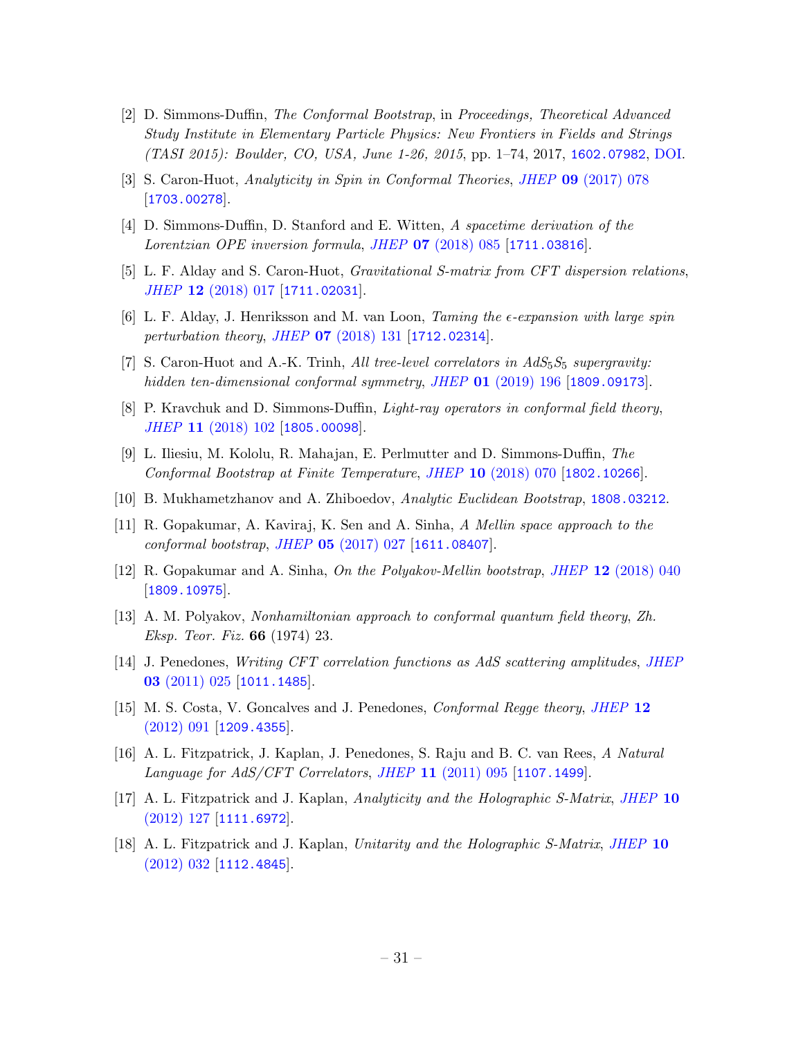[2] D. Simmons-Duffin, *The Conformal Bootstrap*, in *Proceedings, Theoretical Advanced Study Institute in Elementary Particle Physics: New Frontiers in Fields and Strings (TASI 2015): Boulder, CO, USA, June 1-26, 2015*, pp. 1–74, 2017, 1602.07982, DOI.

[3] S. Caron-Huot, *Analyticity in Spin in Conformal Theories*, *JHEP* **09** (2017) 078 [1703.00278].

[4] D. Simmons-Duffin, D. Stanford and E. Witten, *A spacetime derivation of the Lorentzian OPE inversion formula*, *JHEP* **07** (2018) 085 [1711.03816].

[5] L. F. Alday and S. Caron-Huot, *Gravitational S-matrix from CFT dispersion relations*, *JHEP* **12** (2018) 017 [1711.02031].

[6] L. F. Alday, J. Henriksson and M. van Loon, *Taming the $\epsilon$-expansion with large spin perturbation theory*, *JHEP* **07** (2018) 131 [1712.02314].

[7] S. Caron-Huot and A.-K. Trinh, *All tree-level correlators in $AdS_5 S_5$ supergravity: hidden ten-dimensional conformal symmetry*, *JHEP* **01** (2019) 196 [1809.09173].

[8] P. Kravchuk and D. Simmons-Duffin, *Light-ray operators in conformal field theory*, *JHEP* **11** (2018) 102 [1805.00098].

[9] L. Iliesiu, M. Kololu, R. Mahajan, E. Perlmutter and D. Simmons-Duffin, *The Conformal Bootstrap at Finite Temperature*, *JHEP* **10** (2018) 070 [1802.10266].

[10] B. Mukhametzhanov and A. Zhiboedov, *Analytic Euclidean Bootstrap*, 1808.03212.

[11] R. Gopakumar, A. Kaviraj, K. Sen and A. Sinha, *A Mellin space approach to the conformal bootstrap*, *JHEP* **05** (2017) 027 [1611.08407].

[12] R. Gopakumar and A. Sinha, *On the Polyakov-Mellin bootstrap*, *JHEP* **12** (2018) 040 [1809.10975].

[13] A. M. Polyakov, *Nonhamiltonian approach to conformal quantum field theory*, *Zh. Eksp. Teor. Fiz.* **66** (1974) 23.

[14] J. Penedones, *Writing CFT correlation functions as AdS scattering amplitudes*, *JHEP* **03** (2011) 025 [1011.1485].

[15] M. S. Costa, V. Goncalves and J. Penedones, *Conformal Regge theory*, *JHEP* **12** (2012) 091 [1209.4355].

[16] A. L. Fitzpatrick, J. Kaplan, J. Penedones, S. Raju and B. C. van Rees, *A Natural Language for AdS/CFT Correlators*, *JHEP* **11** (2011) 095 [1107.1499].

[17] A. L. Fitzpatrick and J. Kaplan, *Analyticity and the Holographic S-Matrix*, *JHEP* **10** (2012) 127 [1111.6972].

[18] A. L. Fitzpatrick and J. Kaplan, *Unitarity and the Holographic S-Matrix*, *JHEP* **10** (2012) 032 [1112.4845].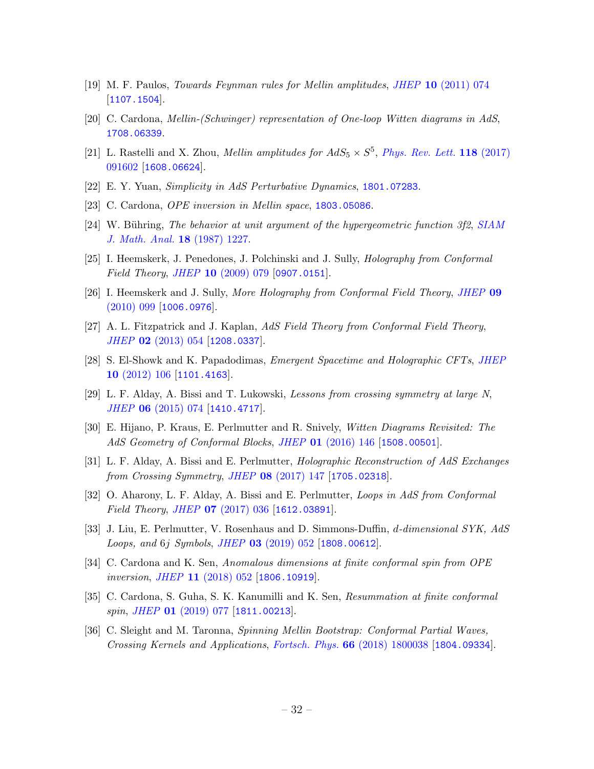[19] M. F. Paulos, *Towards Feynman rules for Mellin amplitudes*, *JHEP* **10** (2011) 074 [1107.1504].

[20] C. Cardona, *Mellin-(Schwinger) representation of One-loop Witten diagrams in AdS*, 1708.06339.

[21] L. Rastelli and X. Zhou, *Mellin amplitudes for $AdS_5 \times S^5$*, *Phys. Rev. Lett.* **118** (2017) 091602 [1608.06624].

[22] E. Y. Yuan, *Simplicity in AdS Perturbative Dynamics*, 1801.07283.

[23] C. Cardona, *OPE inversion in Mellin space*, 1803.05086.

[24] W. Bühring, *The behavior at unit argument of the hypergeometric function 3f2*, *SIAM J. Math. Anal.* **18** (1987) 1227.

[25] I. Heemskerk, J. Penedones, J. Polchinski and J. Sully, *Holography from Conformal Field Theory*, *JHEP* **10** (2009) 079 [0907.0151].

[26] I. Heemskerk and J. Sully, *More Holography from Conformal Field Theory*, *JHEP* **09** (2010) 099 [1006.0976].

[27] A. L. Fitzpatrick and J. Kaplan, *AdS Field Theory from Conformal Field Theory*, *JHEP* **02** (2013) 054 [1208.0337].

[28] S. El-Showk and K. Papadodimas, *Emergent Spacetime and Holographic CFTs*, *JHEP* **10** (2012) 106 [1101.4163].

[29] L. F. Alday, A. Bissi and T. Lukowski, *Lessons from crossing symmetry at large N*, *JHEP* **06** (2015) 074 [1410.4717].

[30] E. Hijano, P. Kraus, E. Perlmutter and R. Snively, *Witten Diagrams Revisited: The AdS Geometry of Conformal Blocks*, *JHEP* **01** (2016) 146 [1508.00501].

[31] L. F. Alday, A. Bissi and E. Perlmutter, *Holographic Reconstruction of AdS Exchanges from Crossing Symmetry*, *JHEP* **08** (2017) 147 [1705.02318].

[32] O. Aharony, L. F. Alday, A. Bissi and E. Perlmutter, *Loops in AdS from Conformal Field Theory*, *JHEP* **07** (2017) 036 [1612.03891].

[33] J. Liu, E. Perlmutter, V. Rosenhaus and D. Simmons-Duffin, *d-dimensional SYK, AdS Loops, and 6j Symbols*, *JHEP* **03** (2019) 052 [1808.00612].

[34] C. Cardona and K. Sen, *Anomalous dimensions at finite conformal spin from OPE inversion*, *JHEP* **11** (2018) 052 [1806.10919].

[35] C. Cardona, S. Guha, S. K. Kanumilli and K. Sen, *Resummation at finite conformal spin*, *JHEP* **01** (2019) 077 [1811.00213].

[36] C. Sleight and M. Taronna, *Spinning Mellin Bootstrap: Conformal Partial Waves, Crossing Kernels and Applications*, *Fortsch. Phys.* **66** (2018) 1800038 [1804.09334].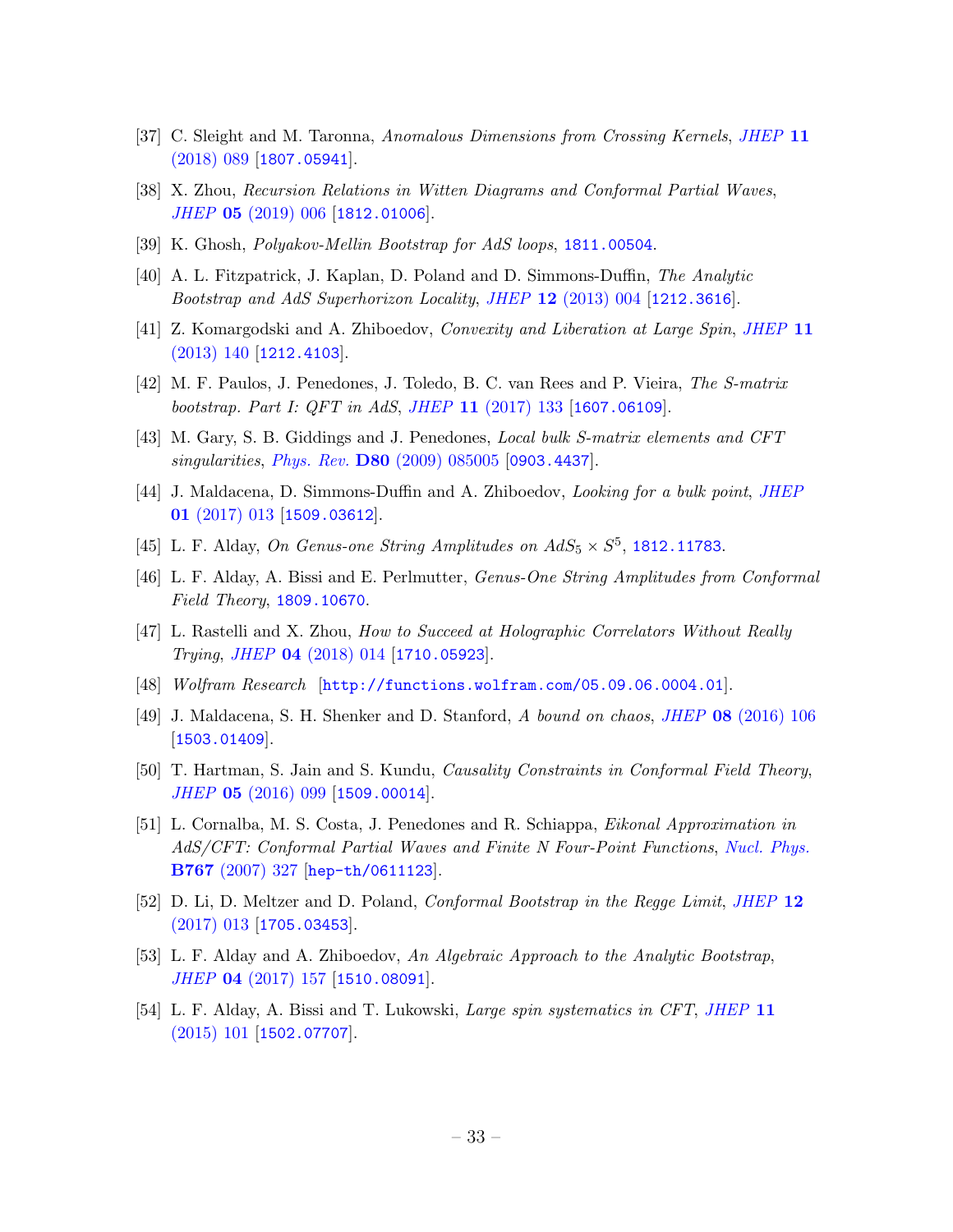[37] C. Sleight and M. Taronna, *Anomalous Dimensions from Crossing Kernels*, *JHEP* **11** (2018) 089 [1807.05941].

[38] X. Zhou, *Recursion Relations in Witten Diagrams and Conformal Partial Waves*, *JHEP* **05** (2019) 006 [1812.01006].

[39] K. Ghosh, *Polyakov-Mellin Bootstrap for AdS loops*, 1811.00504.

[40] A. L. Fitzpatrick, J. Kaplan, D. Poland and D. Simmons-Duffin, *The Analytic Bootstrap and AdS Superhorizon Locality*, *JHEP* **12** (2013) 004 [1212.3616].

[41] Z. Komargodski and A. Zhiboedov, *Convexity and Liberation at Large Spin*, *JHEP* **11** (2013) 140 [1212.4103].

[42] M. F. Paulos, J. Penedones, J. Toledo, B. C. van Rees and P. Vieira, *The S-matrix bootstrap. Part I: QFT in AdS*, *JHEP* **11** (2017) 133 [1607.06109].

[43] M. Gary, S. B. Giddings and J. Penedones, *Local bulk S-matrix elements and CFT singularities*, *Phys. Rev.* **D80** (2009) 085005 [0903.4437].

[44] J. Maldacena, D. Simmons-Duffin and A. Zhiboedov, *Looking for a bulk point*, *JHEP* **01** (2017) 013 [1509.03612].

[45] L. F. Alday, *On Genus-one String Amplitudes on $AdS_5 \times S^5$*, 1812.11783.

[46] L. F. Alday, A. Bissi and E. Perlmutter, *Genus-One String Amplitudes from Conformal Field Theory*, 1809.10670.

[47] L. Rastelli and X. Zhou, *How to Succeed at Holographic Correlators Without Really Trying*, *JHEP* **04** (2018) 014 [1710.05923].

[48] *Wolfram Research* [http://functions.wolfram.com/05.09.06.0004.01].

[49] J. Maldacena, S. H. Shenker and D. Stanford, *A bound on chaos*, *JHEP* **08** (2016) 106 [1503.01409].

[50] T. Hartman, S. Jain and S. Kundu, *Causality Constraints in Conformal Field Theory*, *JHEP* **05** (2016) 099 [1509.00014].

[51] L. Cornalba, M. S. Costa, J. Penedones and R. Schiappa, *Eikonal Approximation in AdS/CFT: Conformal Partial Waves and Finite N Four-Point Functions*, *Nucl. Phys.* **B767** (2007) 327 [hep-th/0611123].

[52] D. Li, D. Meltzer and D. Poland, *Conformal Bootstrap in the Regge Limit*, *JHEP* **12** (2017) 013 [1705.03453].

[53] L. F. Alday and A. Zhiboedov, *An Algebraic Approach to the Analytic Bootstrap*, *JHEP* **04** (2017) 157 [1510.08091].

[54] L. F. Alday, A. Bissi and T. Lukowski, *Large spin systematics in CFT*, *JHEP* **11** (2015) 101 [1502.07707].